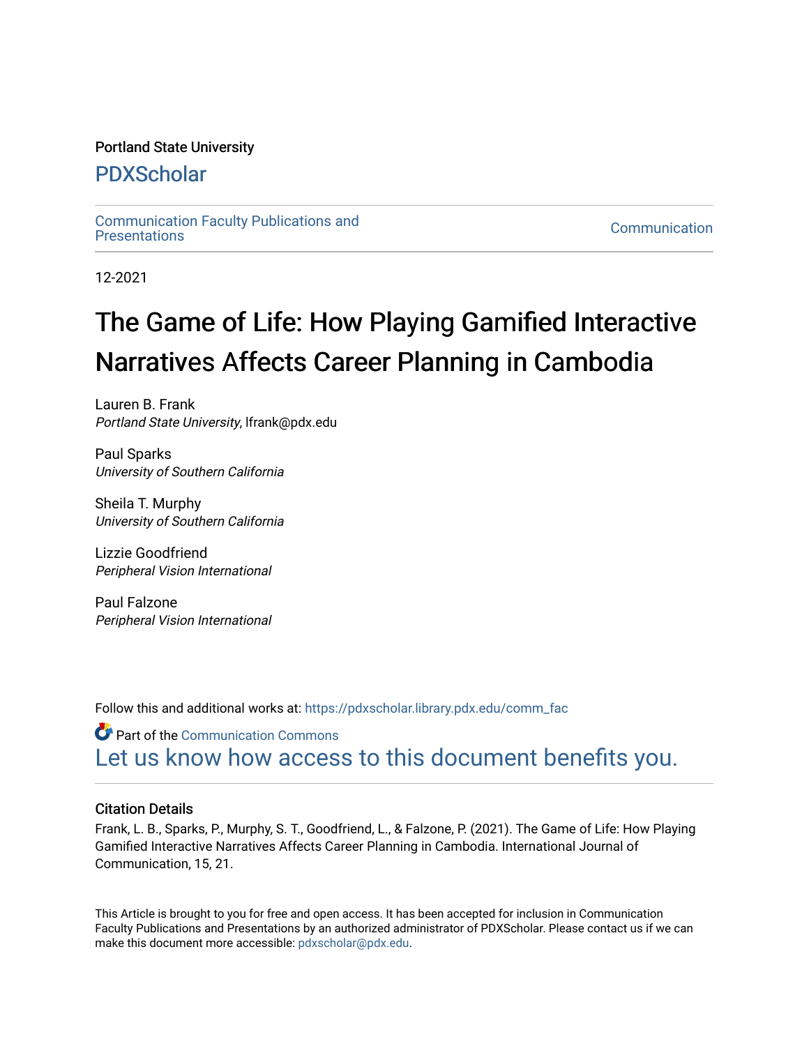Portland State University

# PDXScholar

Communication Faculty Publications and Presentations

Communication

12-2021

# The Game of Life: How Playing Gamified Interactive Narratives Affects Career Planning in Cambodia

Lauren B. Frank
*Portland State University*, lfrank@pdx.edu

Paul Sparks
*University of Southern California*

Sheila T. Murphy
*University of Southern California*

Lizzie Goodfriend
*Peripheral Vision International*

Paul Falzone
*Peripheral Vision International*

Follow this and additional works at: https://pdxscholar.library.pdx.edu/comm_fac

Part of the Communication Commons

Let us know how access to this document benefits you.

## Citation Details

Frank, L. B., Sparks, P., Murphy, S. T., Goodfriend, L., & Falzone, P. (2021). The Game of Life: How Playing Gamified Interactive Narratives Affects Career Planning in Cambodia. International Journal of Communication, 15, 21.

This Article is brought to you for free and open access. It has been accepted for inclusion in Communication Faculty Publications and Presentations by an authorized administrator of PDXScholar. Please contact us if we can make this document more accessible: pdxscholar@pdx.edu.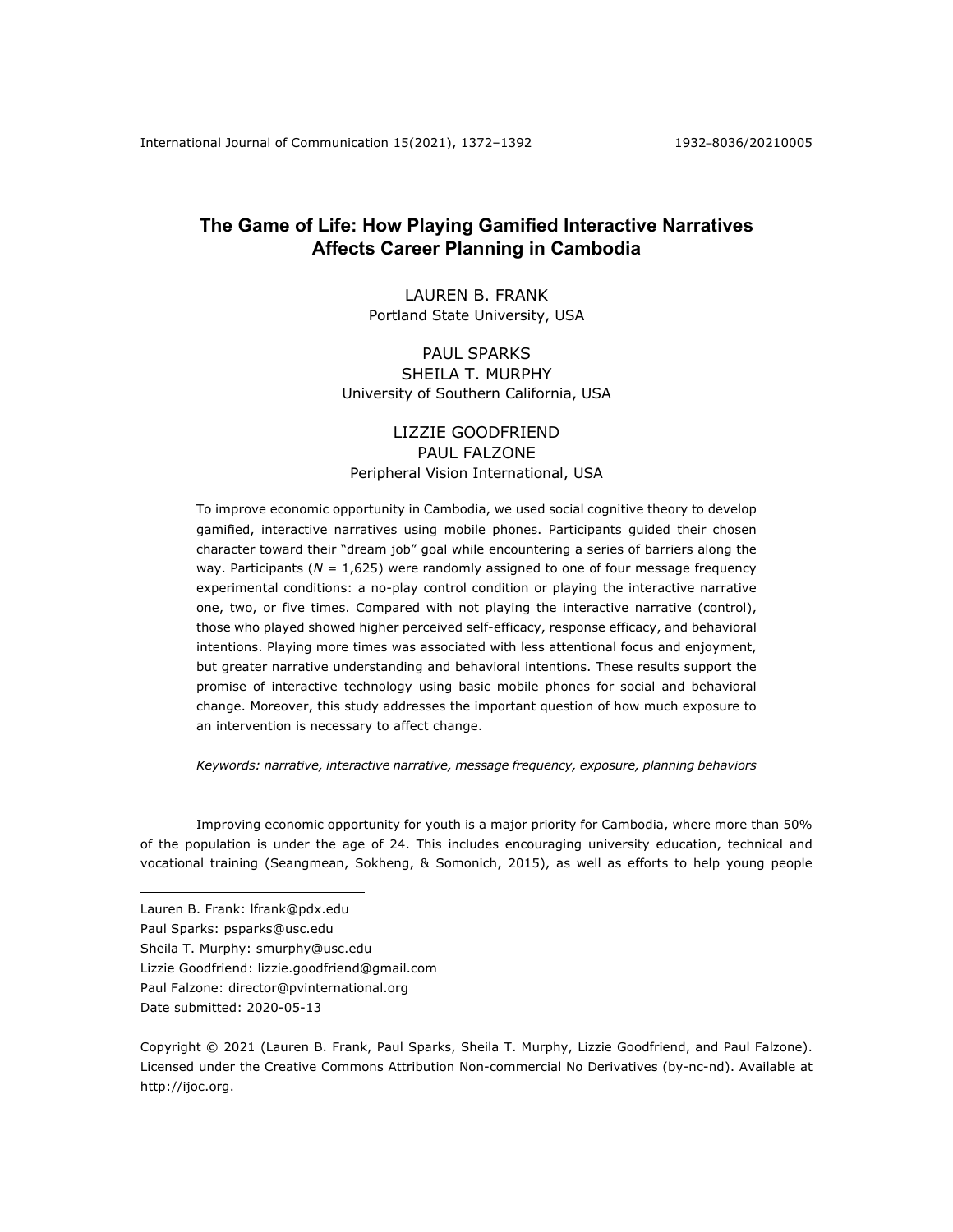# The Game of Life: How Playing Gamified Interactive Narratives Affects Career Planning in Cambodia

LAUREN B. FRANK
Portland State University, USA

PAUL SPARKS
SHEILA T. MURPHY
University of Southern California, USA

LIZZIE GOODFRIEND
PAUL FALZONE
Peripheral Vision International, USA

To improve economic opportunity in Cambodia, we used social cognitive theory to develop gamified, interactive narratives using mobile phones. Participants guided their chosen character toward their "dream job" goal while encountering a series of barriers along the way. Participants ($N$ = 1,625) were randomly assigned to one of four message frequency experimental conditions: a no-play control condition or playing the interactive narrative one, two, or five times. Compared with not playing the interactive narrative (control), those who played showed higher perceived self-efficacy, response efficacy, and behavioral intentions. Playing more times was associated with less attentional focus and enjoyment, but greater narrative understanding and behavioral intentions. These results support the promise of interactive technology using basic mobile phones for social and behavioral change. Moreover, this study addresses the important question of how much exposure to an intervention is necessary to affect change.

*Keywords: narrative, interactive narrative, message frequency, exposure, planning behaviors*

Improving economic opportunity for youth is a major priority for Cambodia, where more than 50% of the population is under the age of 24. This includes encouraging university education, technical and vocational training (Seangmean, Sokheng, & Somonich, 2015), as well as efforts to help young people

---

Lauren B. Frank: lfrank@pdx.edu
Paul Sparks: psparks@usc.edu
Sheila T. Murphy: smurphy@usc.edu
Lizzie Goodfriend: lizzie.goodfriend@gmail.com
Paul Falzone: director@pvinternational.org
Date submitted: 2020-05-13

Copyright © 2021 (Lauren B. Frank, Paul Sparks, Sheila T. Murphy, Lizzie Goodfriend, and Paul Falzone). Licensed under the Creative Commons Attribution Non-commercial No Derivatives (by-nc-nd). Available at http://ijoc.org.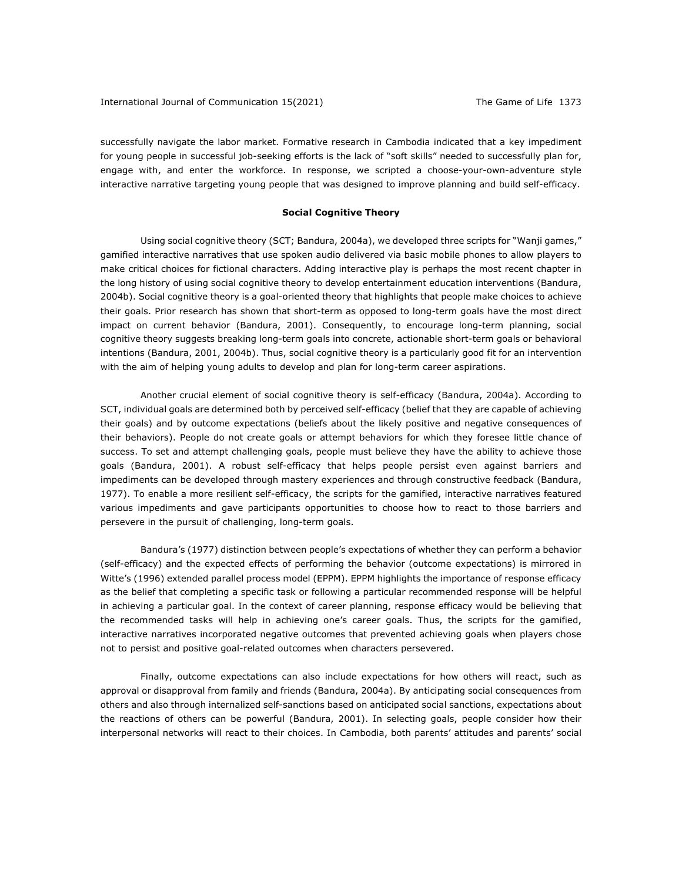successfully navigate the labor market. Formative research in Cambodia indicated that a key impediment for young people in successful job-seeking efforts is the lack of "soft skills" needed to successfully plan for, engage with, and enter the workforce. In response, we scripted a choose-your-own-adventure style interactive narrative targeting young people that was designed to improve planning and build self-efficacy.

## Social Cognitive Theory

Using social cognitive theory (SCT; Bandura, 2004a), we developed three scripts for "Wanji games," gamified interactive narratives that use spoken audio delivered via basic mobile phones to allow players to make critical choices for fictional characters. Adding interactive play is perhaps the most recent chapter in the long history of using social cognitive theory to develop entertainment education interventions (Bandura, 2004b). Social cognitive theory is a goal-oriented theory that highlights that people make choices to achieve their goals. Prior research has shown that short-term as opposed to long-term goals have the most direct impact on current behavior (Bandura, 2001). Consequently, to encourage long-term planning, social cognitive theory suggests breaking long-term goals into concrete, actionable short-term goals or behavioral intentions (Bandura, 2001, 2004b). Thus, social cognitive theory is a particularly good fit for an intervention with the aim of helping young adults to develop and plan for long-term career aspirations.

Another crucial element of social cognitive theory is self-efficacy (Bandura, 2004a). According to SCT, individual goals are determined both by perceived self-efficacy (belief that they are capable of achieving their goals) and by outcome expectations (beliefs about the likely positive and negative consequences of their behaviors). People do not create goals or attempt behaviors for which they foresee little chance of success. To set and attempt challenging goals, people must believe they have the ability to achieve those goals (Bandura, 2001). A robust self-efficacy that helps people persist even against barriers and impediments can be developed through mastery experiences and through constructive feedback (Bandura, 1977). To enable a more resilient self-efficacy, the scripts for the gamified, interactive narratives featured various impediments and gave participants opportunities to choose how to react to those barriers and persevere in the pursuit of challenging, long-term goals.

Bandura's (1977) distinction between people's expectations of whether they can perform a behavior (self-efficacy) and the expected effects of performing the behavior (outcome expectations) is mirrored in Witte's (1996) extended parallel process model (EPPM). EPPM highlights the importance of response efficacy as the belief that completing a specific task or following a particular recommended response will be helpful in achieving a particular goal. In the context of career planning, response efficacy would be believing that the recommended tasks will help in achieving one's career goals. Thus, the scripts for the gamified, interactive narratives incorporated negative outcomes that prevented achieving goals when players chose not to persist and positive goal-related outcomes when characters persevered.

Finally, outcome expectations can also include expectations for how others will react, such as approval or disapproval from family and friends (Bandura, 2004a). By anticipating social consequences from others and also through internalized self-sanctions based on anticipated social sanctions, expectations about the reactions of others can be powerful (Bandura, 2001). In selecting goals, people consider how their interpersonal networks will react to their choices. In Cambodia, both parents' attitudes and parents' social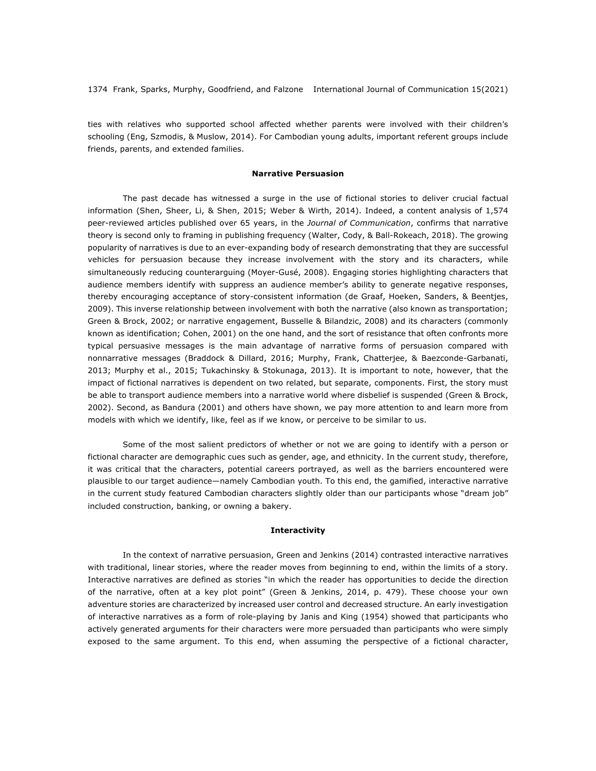ties with relatives who supported school affected whether parents were involved with their children's schooling (Eng, Szmodis, & Muslow, 2014). For Cambodian young adults, important referent groups include friends, parents, and extended families.

## Narrative Persuasion

The past decade has witnessed a surge in the use of fictional stories to deliver crucial factual information (Shen, Sheer, Li, & Shen, 2015; Weber & Wirth, 2014). Indeed, a content analysis of 1,574 peer-reviewed articles published over 65 years, in the *Journal of Communication*, confirms that narrative theory is second only to framing in publishing frequency (Walter, Cody, & Ball-Rokeach, 2018). The growing popularity of narratives is due to an ever-expanding body of research demonstrating that they are successful vehicles for persuasion because they increase involvement with the story and its characters, while simultaneously reducing counterarguing (Moyer-Gusé, 2008). Engaging stories highlighting characters that audience members identify with suppress an audience member's ability to generate negative responses, thereby encouraging acceptance of story-consistent information (de Graaf, Hoeken, Sanders, & Beentjes, 2009). This inverse relationship between involvement with both the narrative (also known as transportation; Green & Brock, 2002; or narrative engagement, Busselle & Bilandzic, 2008) and its characters (commonly known as identification; Cohen, 2001) on the one hand, and the sort of resistance that often confronts more typical persuasive messages is the main advantage of narrative forms of persuasion compared with nonnarrative messages (Braddock & Dillard, 2016; Murphy, Frank, Chatterjee, & Baezconde-Garbanati, 2013; Murphy et al., 2015; Tukachinsky & Stokunaga, 2013). It is important to note, however, that the impact of fictional narratives is dependent on two related, but separate, components. First, the story must be able to transport audience members into a narrative world where disbelief is suspended (Green & Brock, 2002). Second, as Bandura (2001) and others have shown, we pay more attention to and learn more from models with which we identify, like, feel as if we know, or perceive to be similar to us.

Some of the most salient predictors of whether or not we are going to identify with a person or fictional character are demographic cues such as gender, age, and ethnicity. In the current study, therefore, it was critical that the characters, potential careers portrayed, as well as the barriers encountered were plausible to our target audience—namely Cambodian youth. To this end, the gamified, interactive narrative in the current study featured Cambodian characters slightly older than our participants whose "dream job" included construction, banking, or owning a bakery.

## Interactivity

In the context of narrative persuasion, Green and Jenkins (2014) contrasted interactive narratives with traditional, linear stories, where the reader moves from beginning to end, within the limits of a story. Interactive narratives are defined as stories "in which the reader has opportunities to decide the direction of the narrative, often at a key plot point" (Green & Jenkins, 2014, p. 479). These choose your own adventure stories are characterized by increased user control and decreased structure. An early investigation of interactive narratives as a form of role-playing by Janis and King (1954) showed that participants who actively generated arguments for their characters were more persuaded than participants who were simply exposed to the same argument. To this end, when assuming the perspective of a fictional character,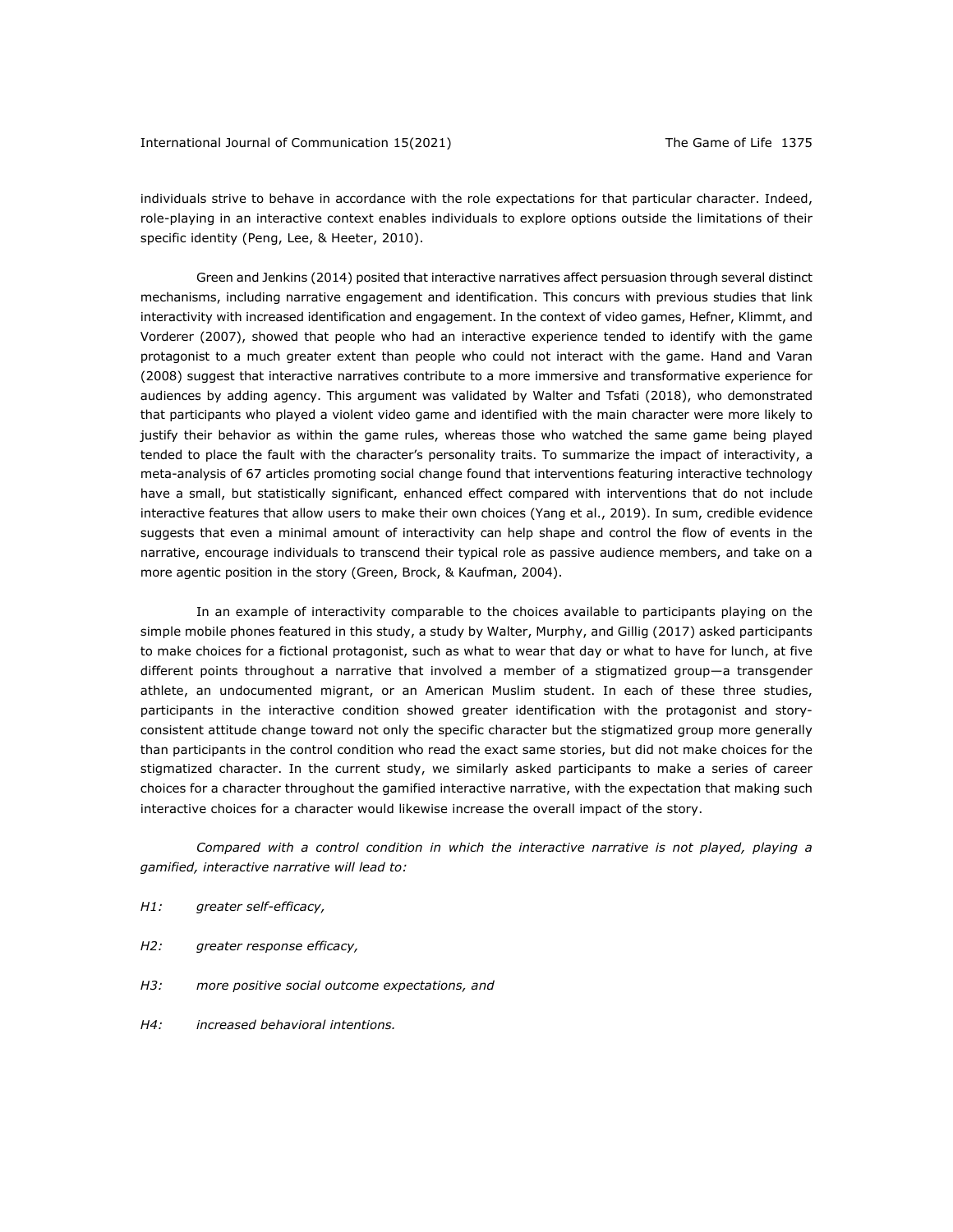individuals strive to behave in accordance with the role expectations for that particular character. Indeed, role-playing in an interactive context enables individuals to explore options outside the limitations of their specific identity (Peng, Lee, & Heeter, 2010).

Green and Jenkins (2014) posited that interactive narratives affect persuasion through several distinct mechanisms, including narrative engagement and identification. This concurs with previous studies that link interactivity with increased identification and engagement. In the context of video games, Hefner, Klimmt, and Vorderer (2007), showed that people who had an interactive experience tended to identify with the game protagonist to a much greater extent than people who could not interact with the game. Hand and Varan (2008) suggest that interactive narratives contribute to a more immersive and transformative experience for audiences by adding agency. This argument was validated by Walter and Tsfati (2018), who demonstrated that participants who played a violent video game and identified with the main character were more likely to justify their behavior as within the game rules, whereas those who watched the same game being played tended to place the fault with the character's personality traits. To summarize the impact of interactivity, a meta-analysis of 67 articles promoting social change found that interventions featuring interactive technology have a small, but statistically significant, enhanced effect compared with interventions that do not include interactive features that allow users to make their own choices (Yang et al., 2019). In sum, credible evidence suggests that even a minimal amount of interactivity can help shape and control the flow of events in the narrative, encourage individuals to transcend their typical role as passive audience members, and take on a more agentic position in the story (Green, Brock, & Kaufman, 2004).

In an example of interactivity comparable to the choices available to participants playing on the simple mobile phones featured in this study, a study by Walter, Murphy, and Gillig (2017) asked participants to make choices for a fictional protagonist, such as what to wear that day or what to have for lunch, at five different points throughout a narrative that involved a member of a stigmatized group—a transgender athlete, an undocumented migrant, or an American Muslim student. In each of these three studies, participants in the interactive condition showed greater identification with the protagonist and story-consistent attitude change toward not only the specific character but the stigmatized group more generally than participants in the control condition who read the exact same stories, but did not make choices for the stigmatized character. In the current study, we similarly asked participants to make a series of career choices for a character throughout the gamified interactive narrative, with the expectation that making such interactive choices for a character would likewise increase the overall impact of the story.

*Compared with a control condition in which the interactive narrative is not played, playing a gamified, interactive narrative will lead to:*

*H1:* *greater self-efficacy,*

*H2:* *greater response efficacy,*

*H3:* *more positive social outcome expectations, and*

*H4:* *increased behavioral intentions.*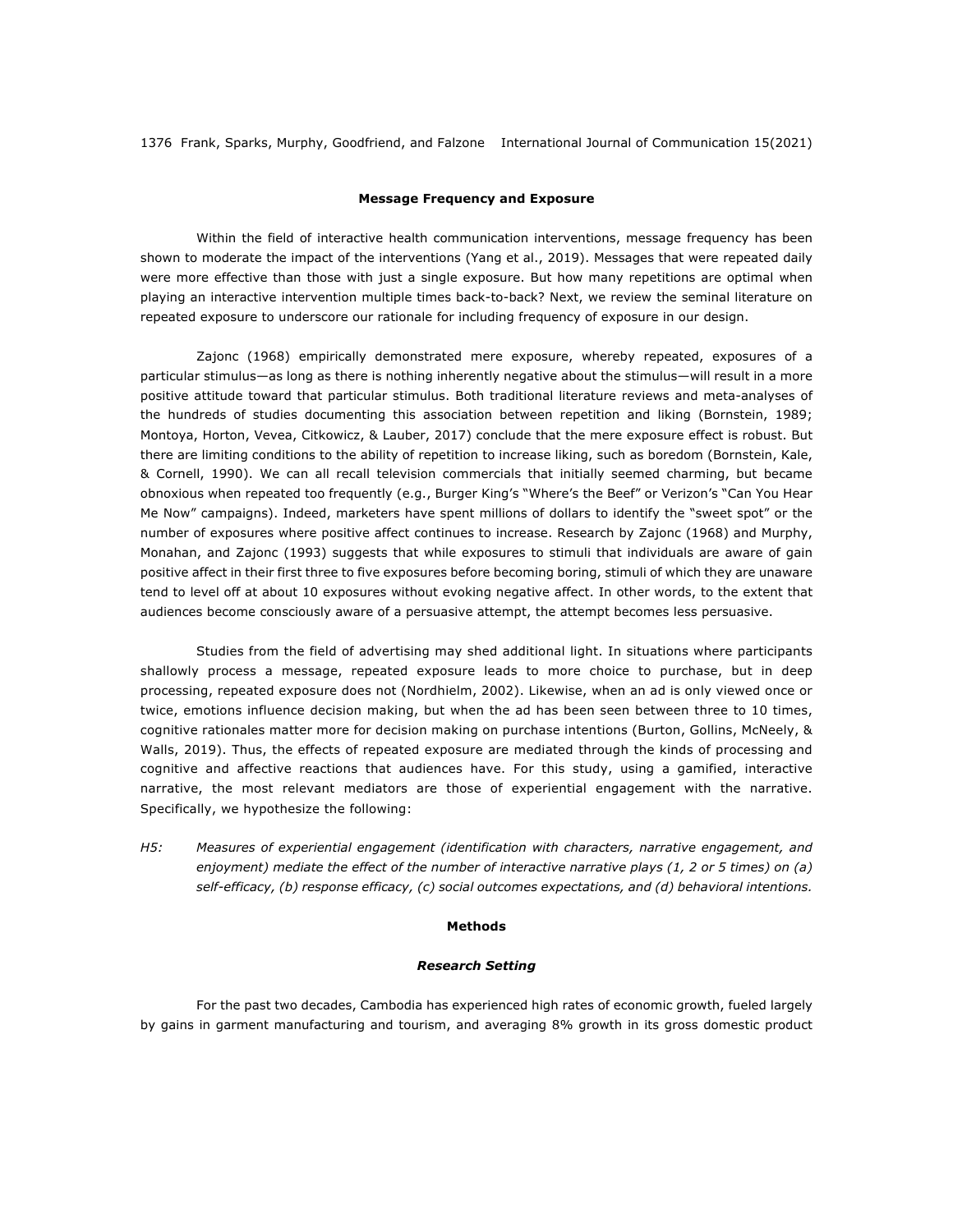## Message Frequency and Exposure

Within the field of interactive health communication interventions, message frequency has been shown to moderate the impact of the interventions (Yang et al., 2019). Messages that were repeated daily were more effective than those with just a single exposure. But how many repetitions are optimal when playing an interactive intervention multiple times back-to-back? Next, we review the seminal literature on repeated exposure to underscore our rationale for including frequency of exposure in our design.

Zajonc (1968) empirically demonstrated mere exposure, whereby repeated, exposures of a particular stimulus—as long as there is nothing inherently negative about the stimulus—will result in a more positive attitude toward that particular stimulus. Both traditional literature reviews and meta-analyses of the hundreds of studies documenting this association between repetition and liking (Bornstein, 1989; Montoya, Horton, Vevea, Citkowicz, & Lauber, 2017) conclude that the mere exposure effect is robust. But there are limiting conditions to the ability of repetition to increase liking, such as boredom (Bornstein, Kale, & Cornell, 1990). We can all recall television commercials that initially seemed charming, but became obnoxious when repeated too frequently (e.g., Burger King's "Where's the Beef" or Verizon's "Can You Hear Me Now" campaigns). Indeed, marketers have spent millions of dollars to identify the "sweet spot" or the number of exposures where positive affect continues to increase. Research by Zajonc (1968) and Murphy, Monahan, and Zajonc (1993) suggests that while exposures to stimuli that individuals are aware of gain positive affect in their first three to five exposures before becoming boring, stimuli of which they are unaware tend to level off at about 10 exposures without evoking negative affect. In other words, to the extent that audiences become consciously aware of a persuasive attempt, the attempt becomes less persuasive.

Studies from the field of advertising may shed additional light. In situations where participants shallowly process a message, repeated exposure leads to more choice to purchase, but in deep processing, repeated exposure does not (Nordhielm, 2002). Likewise, when an ad is only viewed once or twice, emotions influence decision making, but when the ad has been seen between three to 10 times, cognitive rationales matter more for decision making on purchase intentions (Burton, Gollins, McNeely, & Walls, 2019). Thus, the effects of repeated exposure are mediated through the kinds of processing and cognitive and affective reactions that audiences have. For this study, using a gamified, interactive narrative, the most relevant mediators are those of experiential engagement with the narrative. Specifically, we hypothesize the following:

*H5: Measures of experiential engagement (identification with characters, narrative engagement, and enjoyment) mediate the effect of the number of interactive narrative plays (1, 2 or 5 times) on (a) self-efficacy, (b) response efficacy, (c) social outcomes expectations, and (d) behavioral intentions.*

## Methods

### *Research Setting*

For the past two decades, Cambodia has experienced high rates of economic growth, fueled largely by gains in garment manufacturing and tourism, and averaging 8% growth in its gross domestic product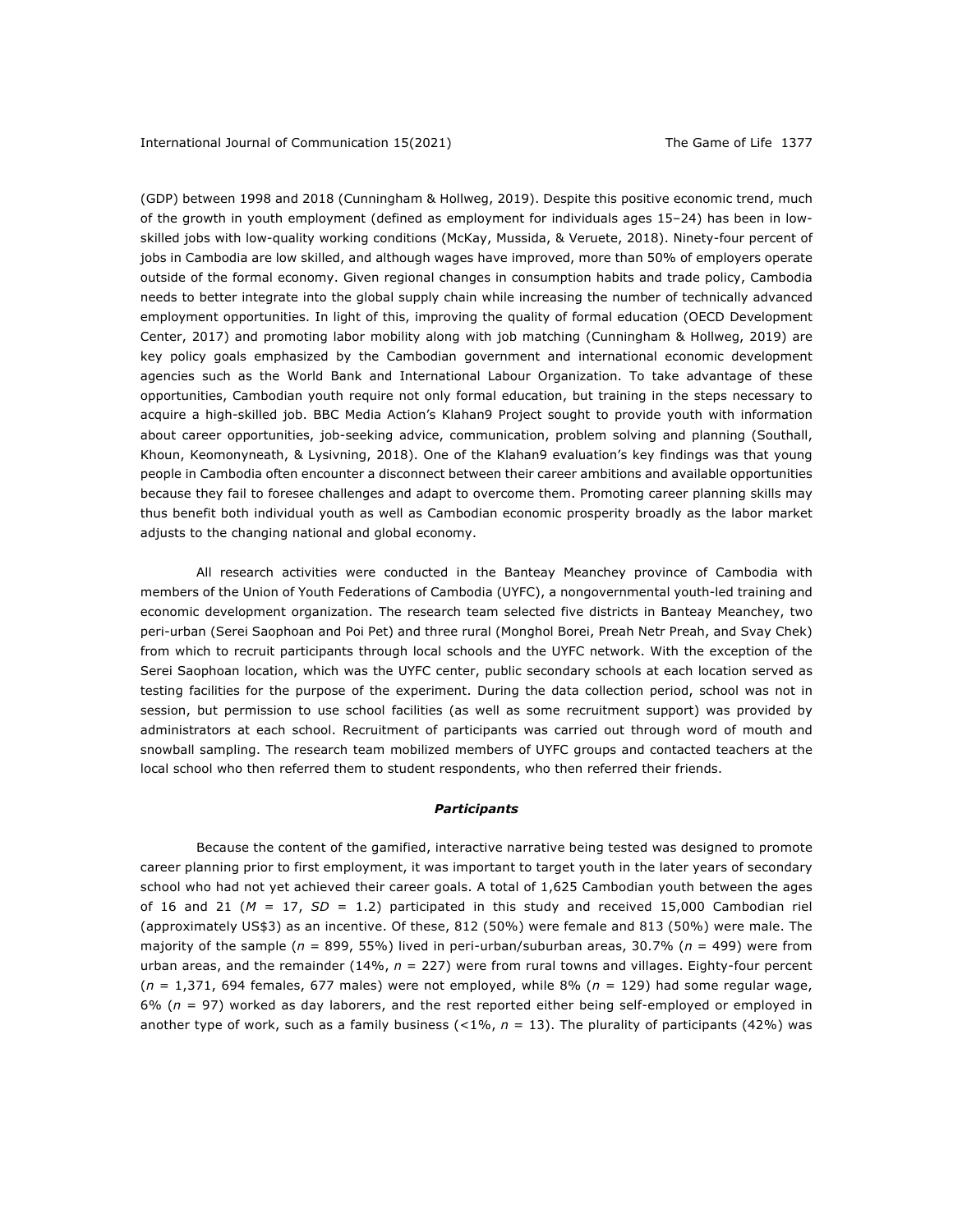(GDP) between 1998 and 2018 (Cunningham & Hollweg, 2019). Despite this positive economic trend, much of the growth in youth employment (defined as employment for individuals ages 15–24) has been in low-skilled jobs with low-quality working conditions (McKay, Mussida, & Veruete, 2018). Ninety-four percent of jobs in Cambodia are low skilled, and although wages have improved, more than 50% of employers operate outside of the formal economy. Given regional changes in consumption habits and trade policy, Cambodia needs to better integrate into the global supply chain while increasing the number of technically advanced employment opportunities. In light of this, improving the quality of formal education (OECD Development Center, 2017) and promoting labor mobility along with job matching (Cunningham & Hollweg, 2019) are key policy goals emphasized by the Cambodian government and international economic development agencies such as the World Bank and International Labour Organization. To take advantage of these opportunities, Cambodian youth require not only formal education, but training in the steps necessary to acquire a high-skilled job. BBC Media Action's Klahan9 Project sought to provide youth with information about career opportunities, job-seeking advice, communication, problem solving and planning (Southall, Khoun, Keomonyneath, & Lysivning, 2018). One of the Klahan9 evaluation's key findings was that young people in Cambodia often encounter a disconnect between their career ambitions and available opportunities because they fail to foresee challenges and adapt to overcome them. Promoting career planning skills may thus benefit both individual youth as well as Cambodian economic prosperity broadly as the labor market adjusts to the changing national and global economy.

All research activities were conducted in the Banteay Meanchey province of Cambodia with members of the Union of Youth Federations of Cambodia (UYFC), a nongovernmental youth-led training and economic development organization. The research team selected five districts in Banteay Meanchey, two peri-urban (Serei Saophoan and Poi Pet) and three rural (Monghol Borei, Preah Netr Preah, and Svay Chek) from which to recruit participants through local schools and the UYFC network. With the exception of the Serei Saophoan location, which was the UYFC center, public secondary schools at each location served as testing facilities for the purpose of the experiment. During the data collection period, school was not in session, but permission to use school facilities (as well as some recruitment support) was provided by administrators at each school. Recruitment of participants was carried out through word of mouth and snowball sampling. The research team mobilized members of UYFC groups and contacted teachers at the local school who then referred them to student respondents, who then referred their friends.

### *Participants*

Because the content of the gamified, interactive narrative being tested was designed to promote career planning prior to first employment, it was important to target youth in the later years of secondary school who had not yet achieved their career goals. A total of 1,625 Cambodian youth between the ages of 16 and 21 ($M$ = 17, $SD$ = 1.2) participated in this study and received 15,000 Cambodian riel (approximately US$3) as an incentive. Of these, 812 (50%) were female and 813 (50%) were male. The majority of the sample ($n$ = 899, 55%) lived in peri-urban/suburban areas, 30.7% ($n$ = 499) were from urban areas, and the remainder (14%, $n$ = 227) were from rural towns and villages. Eighty-four percent ($n$ = 1,371, 694 females, 677 males) were not employed, while 8% ($n$ = 129) had some regular wage, 6% ($n$ = 97) worked as day laborers, and the rest reported either being self-employed or employed in another type of work, such as a family business (<1%, $n$ = 13). The plurality of participants (42%) was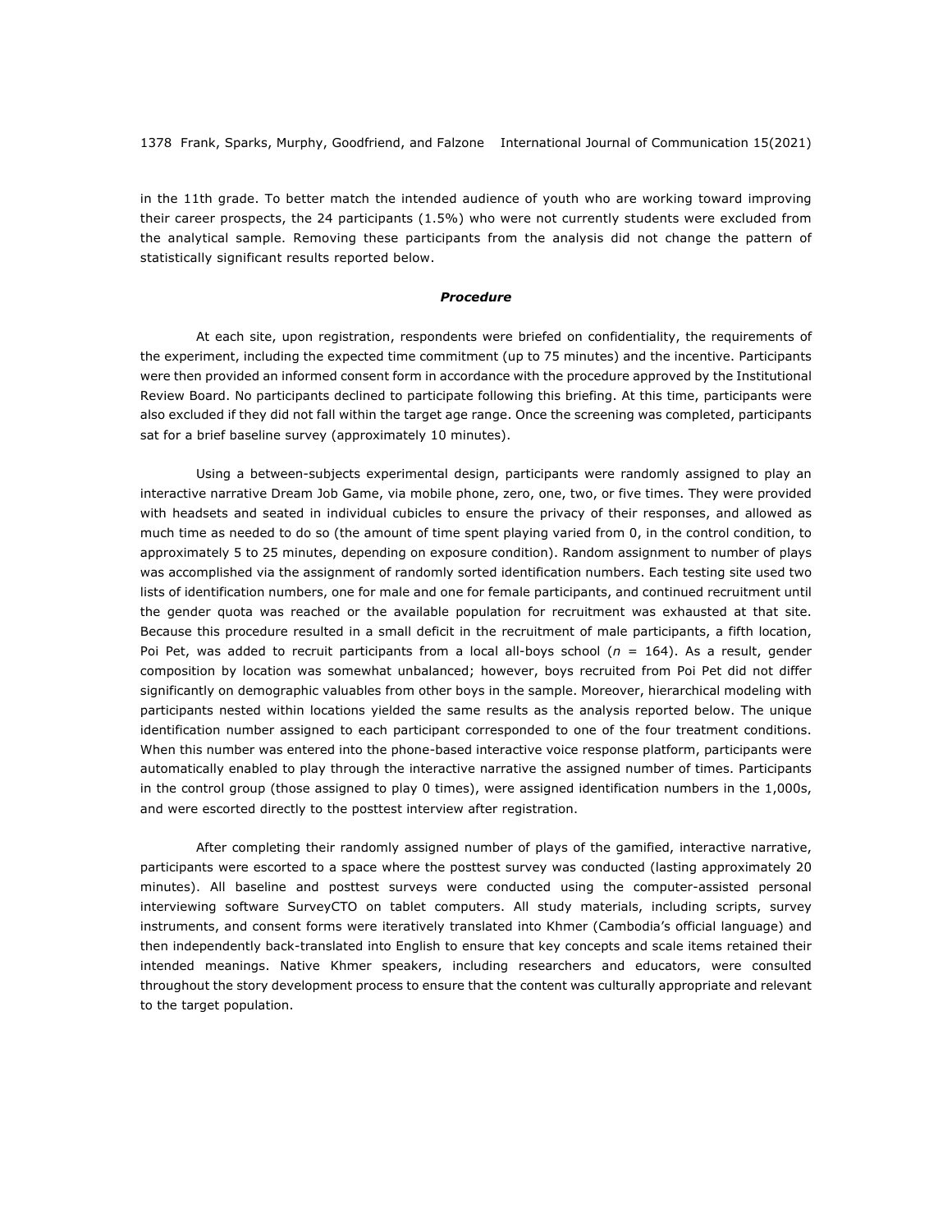in the 11th grade. To better match the intended audience of youth who are working toward improving their career prospects, the 24 participants (1.5%) who were not currently students were excluded from the analytical sample. Removing these participants from the analysis did not change the pattern of statistically significant results reported below.

### *Procedure*

At each site, upon registration, respondents were briefed on confidentiality, the requirements of the experiment, including the expected time commitment (up to 75 minutes) and the incentive. Participants were then provided an informed consent form in accordance with the procedure approved by the Institutional Review Board. No participants declined to participate following this briefing. At this time, participants were also excluded if they did not fall within the target age range. Once the screening was completed, participants sat for a brief baseline survey (approximately 10 minutes).

Using a between-subjects experimental design, participants were randomly assigned to play an interactive narrative Dream Job Game, via mobile phone, zero, one, two, or five times. They were provided with headsets and seated in individual cubicles to ensure the privacy of their responses, and allowed as much time as needed to do so (the amount of time spent playing varied from 0, in the control condition, to approximately 5 to 25 minutes, depending on exposure condition). Random assignment to number of plays was accomplished via the assignment of randomly sorted identification numbers. Each testing site used two lists of identification numbers, one for male and one for female participants, and continued recruitment until the gender quota was reached or the available population for recruitment was exhausted at that site. Because this procedure resulted in a small deficit in the recruitment of male participants, a fifth location, Poi Pet, was added to recruit participants from a local all-boys school ($n$ = 164). As a result, gender composition by location was somewhat unbalanced; however, boys recruited from Poi Pet did not differ significantly on demographic valuables from other boys in the sample. Moreover, hierarchical modeling with participants nested within locations yielded the same results as the analysis reported below. The unique identification number assigned to each participant corresponded to one of the four treatment conditions. When this number was entered into the phone-based interactive voice response platform, participants were automatically enabled to play through the interactive narrative the assigned number of times. Participants in the control group (those assigned to play 0 times), were assigned identification numbers in the 1,000s, and were escorted directly to the posttest interview after registration.

After completing their randomly assigned number of plays of the gamified, interactive narrative, participants were escorted to a space where the posttest survey was conducted (lasting approximately 20 minutes). All baseline and posttest surveys were conducted using the computer-assisted personal interviewing software SurveyCTO on tablet computers. All study materials, including scripts, survey instruments, and consent forms were iteratively translated into Khmer (Cambodia's official language) and then independently back-translated into English to ensure that key concepts and scale items retained their intended meanings. Native Khmer speakers, including researchers and educators, were consulted throughout the story development process to ensure that the content was culturally appropriate and relevant to the target population.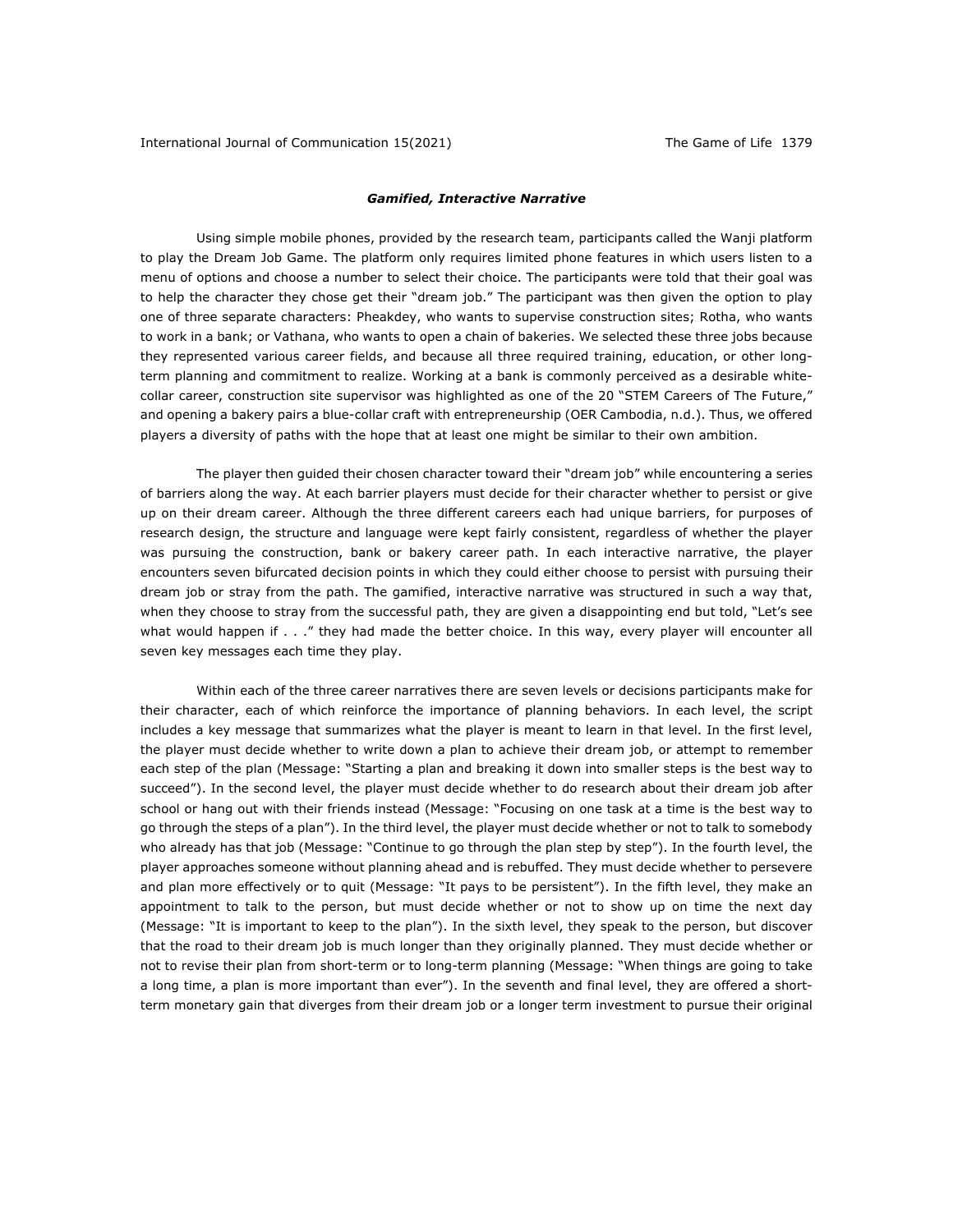### *Gamified, Interactive Narrative*

Using simple mobile phones, provided by the research team, participants called the Wanji platform to play the Dream Job Game. The platform only requires limited phone features in which users listen to a menu of options and choose a number to select their choice. The participants were told that their goal was to help the character they chose get their "dream job." The participant was then given the option to play one of three separate characters: Pheakdey, who wants to supervise construction sites; Rotha, who wants to work in a bank; or Vathana, who wants to open a chain of bakeries. We selected these three jobs because they represented various career fields, and because all three required training, education, or other long-term planning and commitment to realize. Working at a bank is commonly perceived as a desirable white-collar career, construction site supervisor was highlighted as one of the 20 "STEM Careers of The Future," and opening a bakery pairs a blue-collar craft with entrepreneurship (OER Cambodia, n.d.). Thus, we offered players a diversity of paths with the hope that at least one might be similar to their own ambition.

The player then guided their chosen character toward their "dream job" while encountering a series of barriers along the way. At each barrier players must decide for their character whether to persist or give up on their dream career. Although the three different careers each had unique barriers, for purposes of research design, the structure and language were kept fairly consistent, regardless of whether the player was pursuing the construction, bank or bakery career path. In each interactive narrative, the player encounters seven bifurcated decision points in which they could either choose to persist with pursuing their dream job or stray from the path. The gamified, interactive narrative was structured in such a way that, when they choose to stray from the successful path, they are given a disappointing end but told, "Let's see what would happen if . . ." they had made the better choice. In this way, every player will encounter all seven key messages each time they play.

Within each of the three career narratives there are seven levels or decisions participants make for their character, each of which reinforce the importance of planning behaviors. In each level, the script includes a key message that summarizes what the player is meant to learn in that level. In the first level, the player must decide whether to write down a plan to achieve their dream job, or attempt to remember each step of the plan (Message: "Starting a plan and breaking it down into smaller steps is the best way to succeed"). In the second level, the player must decide whether to do research about their dream job after school or hang out with their friends instead (Message: "Focusing on one task at a time is the best way to go through the steps of a plan"). In the third level, the player must decide whether or not to talk to somebody who already has that job (Message: "Continue to go through the plan step by step"). In the fourth level, the player approaches someone without planning ahead and is rebuffed. They must decide whether to persevere and plan more effectively or to quit (Message: "It pays to be persistent"). In the fifth level, they make an appointment to talk to the person, but must decide whether or not to show up on time the next day (Message: "It is important to keep to the plan"). In the sixth level, they speak to the person, but discover that the road to their dream job is much longer than they originally planned. They must decide whether or not to revise their plan from short-term or to long-term planning (Message: "When things are going to take a long time, a plan is more important than ever"). In the seventh and final level, they are offered a short-term monetary gain that diverges from their dream job or a longer term investment to pursue their original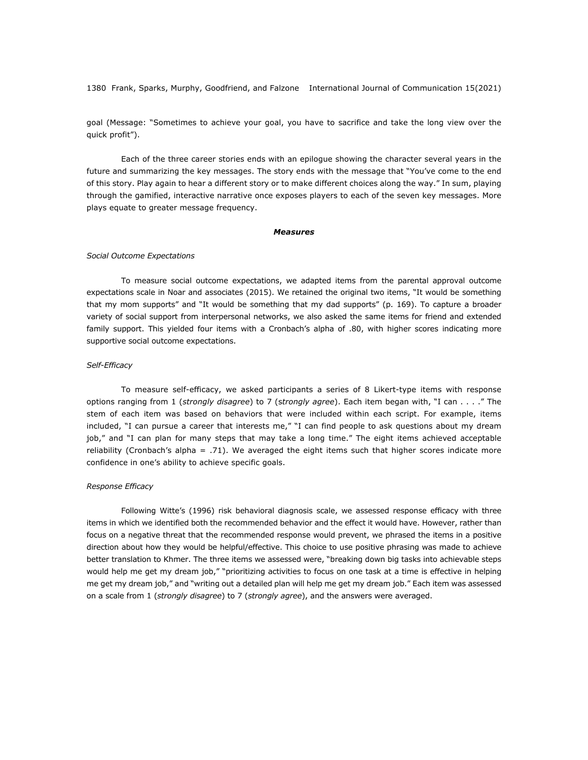goal (Message: "Sometimes to achieve your goal, you have to sacrifice and take the long view over the quick profit").

Each of the three career stories ends with an epilogue showing the character several years in the future and summarizing the key messages. The story ends with the message that "You've come to the end of this story. Play again to hear a different story or to make different choices along the way." In sum, playing through the gamified, interactive narrative once exposes players to each of the seven key messages. More plays equate to greater message frequency.

## ***Measures***

### *Social Outcome Expectations*

To measure social outcome expectations, we adapted items from the parental approval outcome expectations scale in Noar and associates (2015). We retained the original two items, "It would be something that my mom supports" and "It would be something that my dad supports" (p. 169). To capture a broader variety of social support from interpersonal networks, we also asked the same items for friend and extended family support. This yielded four items with a Cronbach's alpha of .80, with higher scores indicating more supportive social outcome expectations.

### *Self-Efficacy*

To measure self-efficacy, we asked participants a series of 8 Likert-type items with response options ranging from 1 (*strongly disagree*) to 7 (*strongly agree*). Each item began with, "I can . . . ." The stem of each item was based on behaviors that were included within each script. For example, items included, "I can pursue a career that interests me," "I can find people to ask questions about my dream job," and "I can plan for many steps that may take a long time." The eight items achieved acceptable reliability (Cronbach's alpha = .71). We averaged the eight items such that higher scores indicate more confidence in one's ability to achieve specific goals.

### *Response Efficacy*

Following Witte's (1996) risk behavioral diagnosis scale, we assessed response efficacy with three items in which we identified both the recommended behavior and the effect it would have. However, rather than focus on a negative threat that the recommended response would prevent, we phrased the items in a positive direction about how they would be helpful/effective. This choice to use positive phrasing was made to achieve better translation to Khmer. The three items we assessed were, "breaking down big tasks into achievable steps would help me get my dream job," "prioritizing activities to focus on one task at a time is effective in helping me get my dream job," and "writing out a detailed plan will help me get my dream job." Each item was assessed on a scale from 1 (*strongly disagree*) to 7 (*strongly agree*), and the answers were averaged.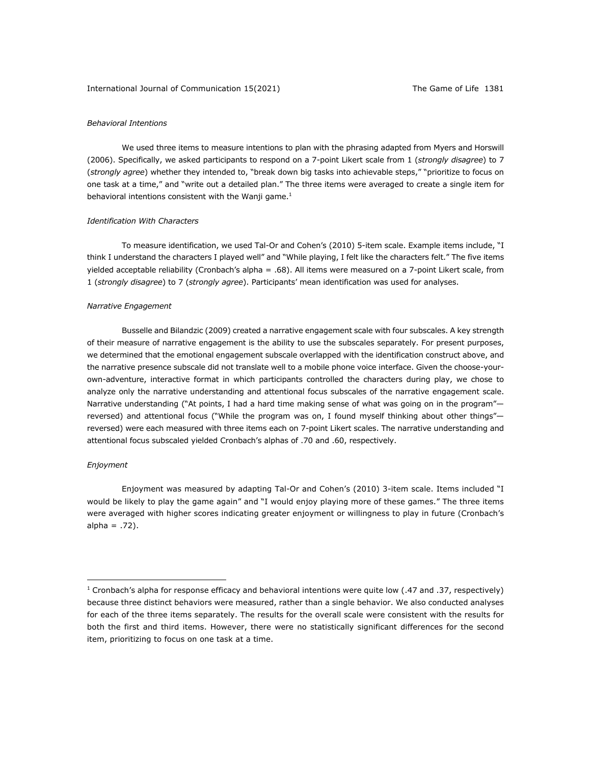*Behavioral Intentions*

We used three items to measure intentions to plan with the phrasing adapted from Myers and Horswill (2006). Specifically, we asked participants to respond on a 7-point Likert scale from 1 (*strongly disagree*) to 7 (*strongly agree*) whether they intended to, "break down big tasks into achievable steps," "prioritize to focus on one task at a time," and "write out a detailed plan." The three items were averaged to create a single item for behavioral intentions consistent with the Wanji game.[1]

*Identification With Characters*

To measure identification, we used Tal-Or and Cohen's (2010) 5-item scale. Example items include, "I think I understand the characters I played well" and "While playing, I felt like the characters felt." The five items yielded acceptable reliability (Cronbach's alpha = .68). All items were measured on a 7-point Likert scale, from 1 (*strongly disagree*) to 7 (*strongly agree*). Participants' mean identification was used for analyses.

*Narrative Engagement*

Busselle and Bilandzic (2009) created a narrative engagement scale with four subscales. A key strength of their measure of narrative engagement is the ability to use the subscales separately. For present purposes, we determined that the emotional engagement subscale overlapped with the identification construct above, and the narrative presence subscale did not translate well to a mobile phone voice interface. Given the choose-your-own-adventure, interactive format in which participants controlled the characters during play, we chose to analyze only the narrative understanding and attentional focus subscales of the narrative engagement scale. Narrative understanding ("At points, I had a hard time making sense of what was going on in the program"—reversed) and attentional focus ("While the program was on, I found myself thinking about other things"—reversed) were each measured with three items each on 7-point Likert scales. The narrative understanding and attentional focus subscaled yielded Cronbach's alphas of .70 and .60, respectively.

*Enjoyment*

Enjoyment was measured by adapting Tal-Or and Cohen's (2010) 3-item scale. Items included "I would be likely to play the game again" and "I would enjoy playing more of these games." The three items were averaged with higher scores indicating greater enjoyment or willingness to play in future (Cronbach's alpha = .72).

---

[1] Cronbach's alpha for response efficacy and behavioral intentions were quite low (.47 and .37, respectively) because three distinct behaviors were measured, rather than a single behavior. We also conducted analyses for each of the three items separately. The results for the overall scale were consistent with the results for both the first and third items. However, there were no statistically significant differences for the second item, prioritizing to focus on one task at a time.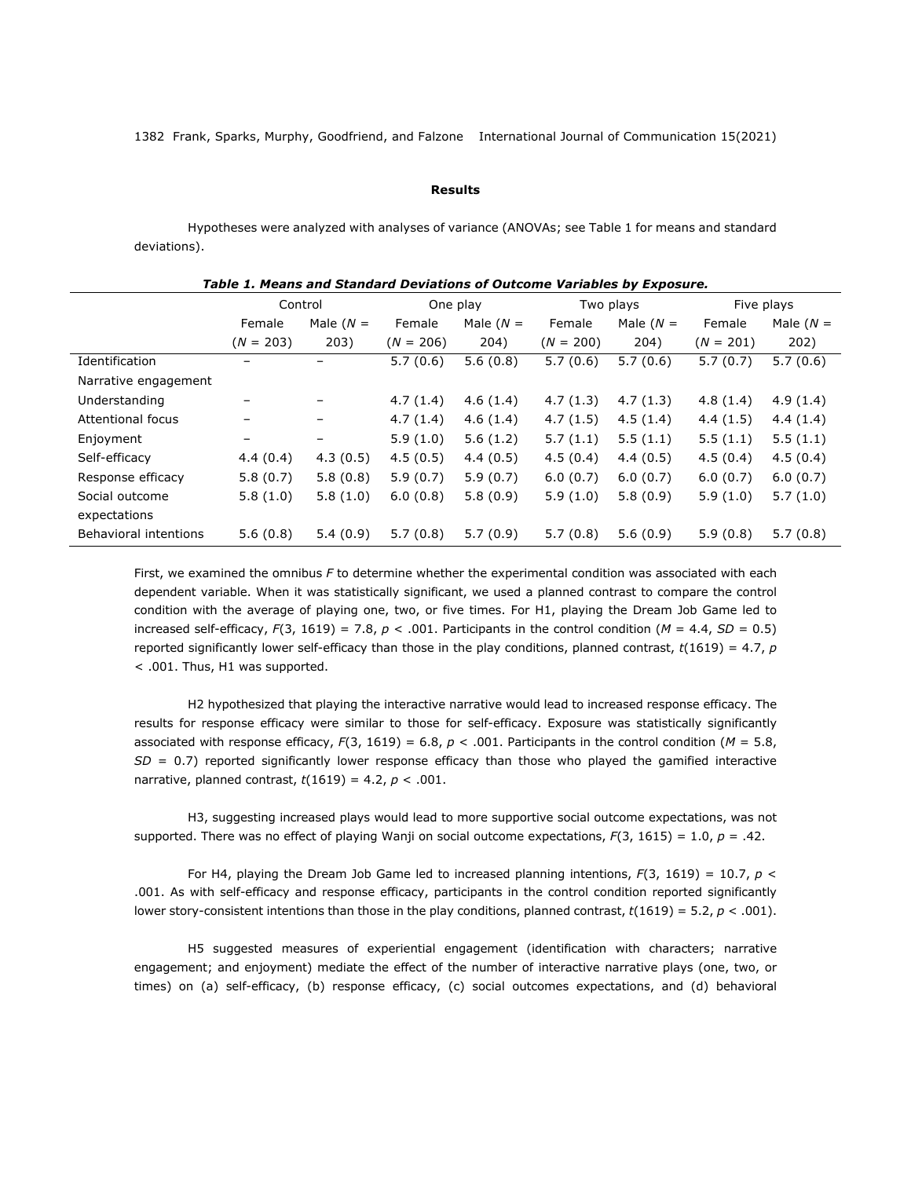## Results

Hypotheses were analyzed with analyses of variance (ANOVAs; see Table 1 for means and standard deviations).

***Table 1. Means and Standard Deviations of Outcome Variables by Exposure.***

| | Control | | One play | | Two plays | | Five plays | |
|---|---|---|---|---|---|---|---|---|
| | Female ($N$ = 203) | Male ($N$ = 203) | Female ($N$ = 206) | Male ($N$ = 204) | Female ($N$ = 200) | Male ($N$ = 204) | Female ($N$ = 201) | Male ($N$ = 202) |
| Identification | – | – | 5.7 (0.6) | 5.6 (0.8) | 5.7 (0.6) | 5.7 (0.6) | 5.7 (0.7) | 5.7 (0.6) |
| Narrative engagement | | | | | | | | |
| Understanding | – | – | 4.7 (1.4) | 4.6 (1.4) | 4.7 (1.3) | 4.7 (1.3) | 4.8 (1.4) | 4.9 (1.4) |
| Attentional focus | – | – | 4.7 (1.4) | 4.6 (1.4) | 4.7 (1.5) | 4.5 (1.4) | 4.4 (1.5) | 4.4 (1.4) |
| Enjoyment | – | – | 5.9 (1.0) | 5.6 (1.2) | 5.7 (1.1) | 5.5 (1.1) | 5.5 (1.1) | 5.5 (1.1) |
| Self-efficacy | 4.4 (0.4) | 4.3 (0.5) | 4.5 (0.5) | 4.4 (0.5) | 4.5 (0.4) | 4.4 (0.5) | 4.5 (0.4) | 4.5 (0.4) |
| Response efficacy | 5.8 (0.7) | 5.8 (0.8) | 5.9 (0.7) | 5.9 (0.7) | 6.0 (0.7) | 6.0 (0.7) | 6.0 (0.7) | 6.0 (0.7) |
| Social outcome expectations | 5.8 (1.0) | 5.8 (1.0) | 6.0 (0.8) | 5.8 (0.9) | 5.9 (1.0) | 5.8 (0.9) | 5.9 (1.0) | 5.7 (1.0) |
| Behavioral intentions | 5.6 (0.8) | 5.4 (0.9) | 5.7 (0.8) | 5.7 (0.9) | 5.7 (0.8) | 5.6 (0.9) | 5.9 (0.8) | 5.7 (0.8) |

First, we examined the omnibus $F$ to determine whether the experimental condition was associated with each dependent variable. When it was statistically significant, we used a planned contrast to compare the control condition with the average of playing one, two, or five times. For H1, playing the Dream Job Game led to increased self-efficacy, $F(3, 1619) = 7.8$, $p < .001$. Participants in the control condition ($M = 4.4$, $SD = 0.5$) reported significantly lower self-efficacy than those in the play conditions, planned contrast, $t(1619) = 4.7$, $p < .001$. Thus, H1 was supported.

H2 hypothesized that playing the interactive narrative would lead to increased response efficacy. The results for response efficacy were similar to those for self-efficacy. Exposure was statistically significantly associated with response efficacy, $F(3, 1619) = 6.8$, $p < .001$. Participants in the control condition ($M = 5.8$, $SD = 0.7$) reported significantly lower response efficacy than those who played the gamified interactive narrative, planned contrast, $t(1619) = 4.2$, $p < .001$.

H3, suggesting increased plays would lead to more supportive social outcome expectations, was not supported. There was no effect of playing Wanji on social outcome expectations, $F(3, 1615) = 1.0$, $p = .42$.

For H4, playing the Dream Job Game led to increased planning intentions, $F(3, 1619) = 10.7$, $p < .001$. As with self-efficacy and response efficacy, participants in the control condition reported significantly lower story-consistent intentions than those in the play conditions, planned contrast, $t(1619) = 5.2$, $p < .001$).

H5 suggested measures of experiential engagement (identification with characters; narrative engagement; and enjoyment) mediate the effect of the number of interactive narrative plays (one, two, or times) on (a) self-efficacy, (b) response efficacy, (c) social outcomes expectations, and (d) behavioral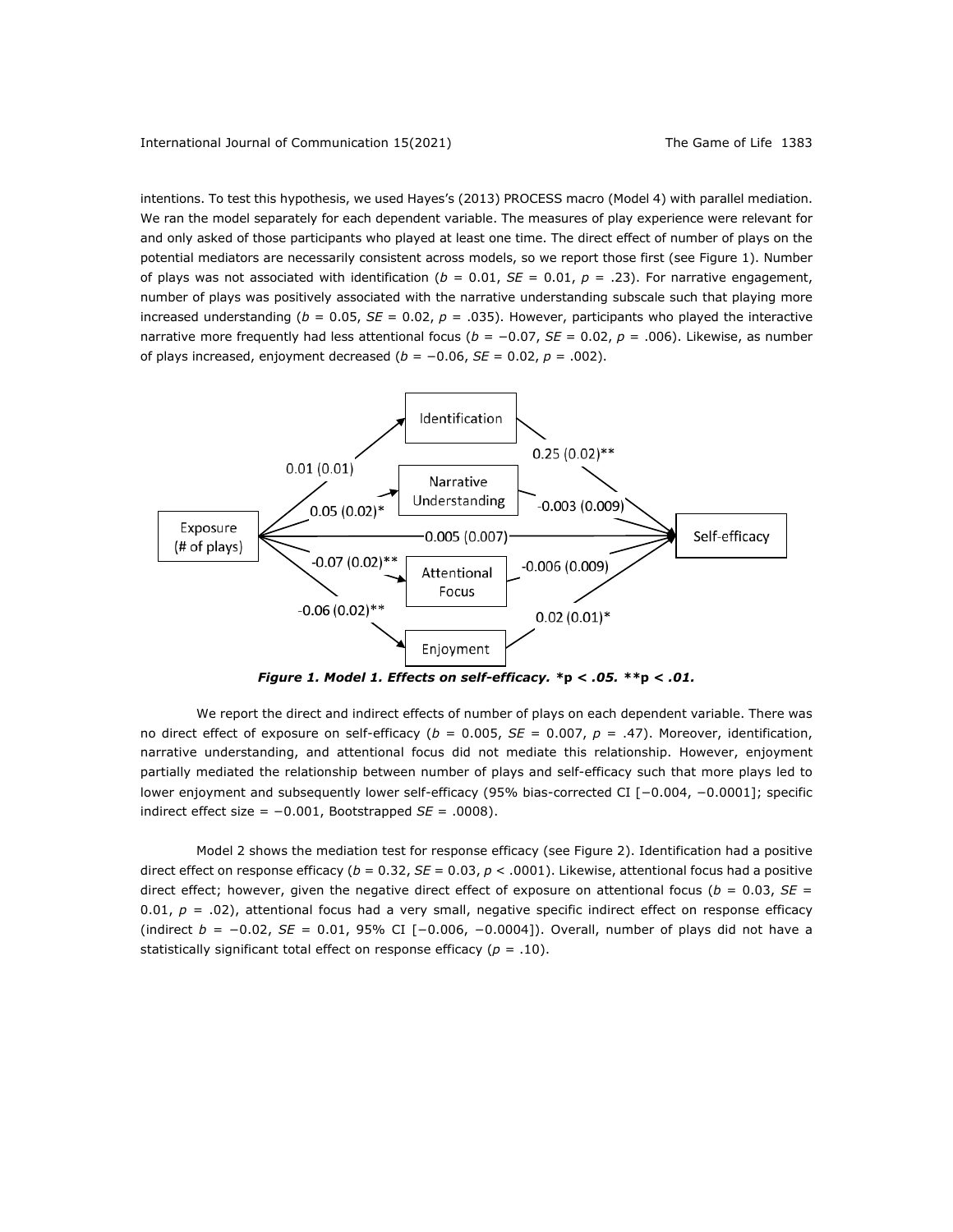intentions. To test this hypothesis, we used Hayes's (2013) PROCESS macro (Model 4) with parallel mediation. We ran the model separately for each dependent variable. The measures of play experience were relevant for and only asked of those participants who played at least one time. The direct effect of number of plays on the potential mediators are necessarily consistent across models, so we report those first (see Figure 1). Number of plays was not associated with identification ($b$ = 0.01, $SE$ = 0.01, $p$ = .23). For narrative engagement, number of plays was positively associated with the narrative understanding subscale such that playing more increased understanding ($b$ = 0.05, $SE$ = 0.02, $p$ = .035). However, participants who played the interactive narrative more frequently had less attentional focus ($b$ = −0.07, $SE$ = 0.02, $p$ = .006). Likewise, as number of plays increased, enjoyment decreased ($b$ = −0.06, $SE$ = 0.02, $p$ = .002).

***Figure 1. Model 1. Effects on self-efficacy. *p < .05. **p < .01.***

We report the direct and indirect effects of number of plays on each dependent variable. There was no direct effect of exposure on self-efficacy ($b$ = 0.005, $SE$ = 0.007, $p$ = .47). Moreover, identification, narrative understanding, and attentional focus did not mediate this relationship. However, enjoyment partially mediated the relationship between number of plays and self-efficacy such that more plays led to lower enjoyment and subsequently lower self-efficacy (95% bias-corrected CI [−0.004, −0.0001]; specific indirect effect size = −0.001, Bootstrapped $SE$ = .0008).

Model 2 shows the mediation test for response efficacy (see Figure 2). Identification had a positive direct effect on response efficacy ($b$ = 0.32, $SE$ = 0.03, $p$ < .0001). Likewise, attentional focus had a positive direct effect; however, given the negative direct effect of exposure on attentional focus ($b$ = 0.03, $SE$ = 0.01, $p$ = .02), attentional focus had a very small, negative specific indirect effect on response efficacy (indirect $b$ = −0.02, $SE$ = 0.01, 95% CI [−0.006, −0.0004]). Overall, number of plays did not have a statistically significant total effect on response efficacy ($p$ = .10).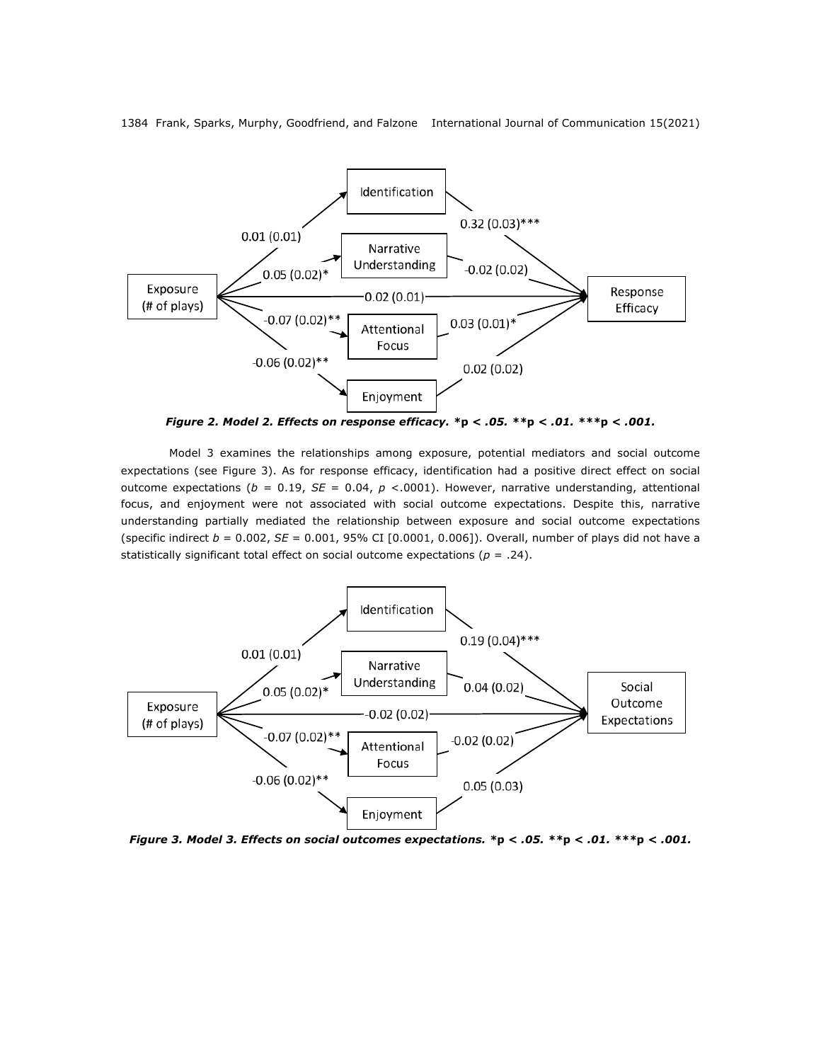*Figure 2. Model 2. Effects on response efficacy. \*p < .05. \*\*p < .01. \*\*\*p < .001.*

Model 3 examines the relationships among exposure, potential mediators and social outcome expectations (see Figure 3). As for response efficacy, identification had a positive direct effect on social outcome expectations ($b$ = 0.19, $SE$ = 0.04, $p$ <.0001). However, narrative understanding, attentional focus, and enjoyment were not associated with social outcome expectations. Despite this, narrative understanding partially mediated the relationship between exposure and social outcome expectations (specific indirect $b$ = 0.002, $SE$ = 0.001, 95% CI [0.0001, 0.006]). Overall, number of plays did not have a statistically significant total effect on social outcome expectations ($p$ = .24).

*Figure 3. Model 3. Effects on social outcomes expectations. \*p < .05. \*\*p < .01. \*\*\*p < .001.*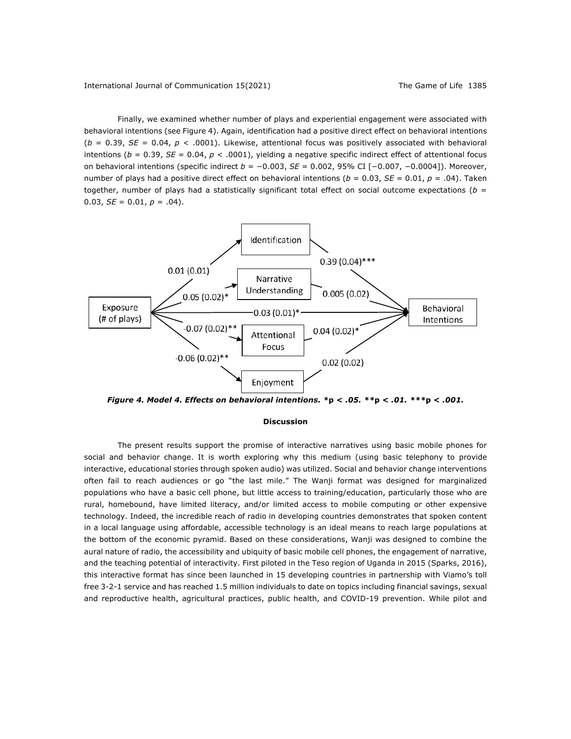Finally, we examined whether number of plays and experiential engagement were associated with behavioral intentions (see Figure 4). Again, identification had a positive direct effect on behavioral intentions ($b$ = 0.39, $SE$ = 0.04, $p$ < .0001). Likewise, attentional focus was positively associated with behavioral intentions ($b$ = 0.39, $SE$ = 0.04, $p$ < .0001), yielding a negative specific indirect effect of attentional focus on behavioral intentions (specific indirect $b$ = −0.003, $SE$ = 0.002, 95% CI [−0.007, −0.0004]). Moreover, number of plays had a positive direct effect on behavioral intentions ($b$ = 0.03, $SE$ = 0.01, $p$ = .04). Taken together, number of plays had a statistically significant total effect on social outcome expectations ($b$ = 0.03, $SE$ = 0.01, $p$ = .04).

***Figure 4. Model 4. Effects on behavioral intentions.*** *\*p < .05. \*\*p < .01. \*\*\*p < .001.*

**Discussion**

The present results support the promise of interactive narratives using basic mobile phones for social and behavior change. It is worth exploring why this medium (using basic telephony to provide interactive, educational stories through spoken audio) was utilized. Social and behavior change interventions often fail to reach audiences or go "the last mile." The Wanji format was designed for marginalized populations who have a basic cell phone, but little access to training/education, particularly those who are rural, homebound, have limited literacy, and/or limited access to mobile computing or other expensive technology. Indeed, the incredible reach of radio in developing countries demonstrates that spoken content in a local language using affordable, accessible technology is an ideal means to reach large populations at the bottom of the economic pyramid. Based on these considerations, Wanji was designed to combine the aural nature of radio, the accessibility and ubiquity of basic mobile cell phones, the engagement of narrative, and the teaching potential of interactivity. First piloted in the Teso region of Uganda in 2015 (Sparks, 2016), this interactive format has since been launched in 15 developing countries in partnership with Viamo's toll free 3-2-1 service and has reached 1.5 million individuals to date on topics including financial savings, sexual and reproductive health, agricultural practices, public health, and COVID-19 prevention. While pilot and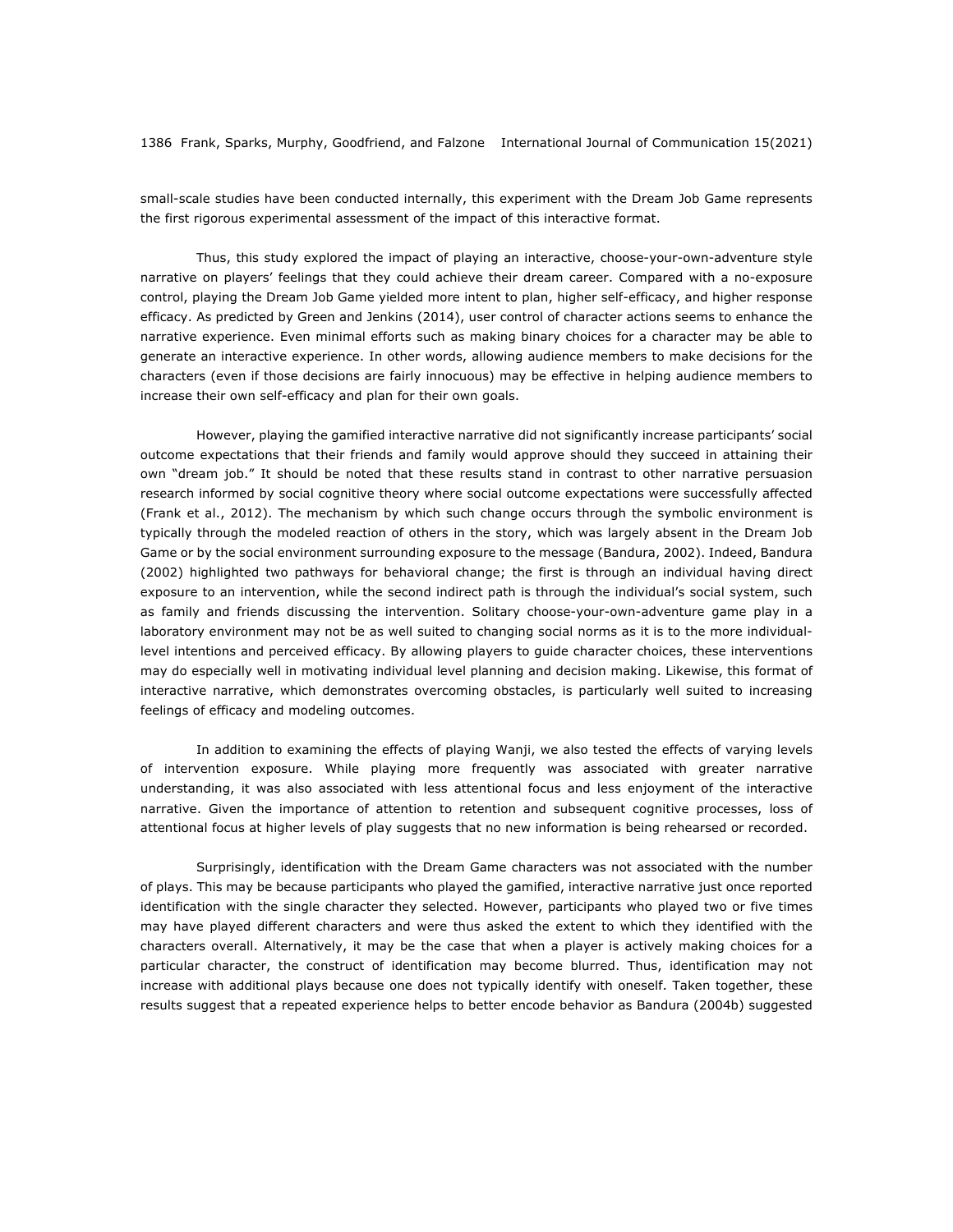small-scale studies have been conducted internally, this experiment with the Dream Job Game represents the first rigorous experimental assessment of the impact of this interactive format.

Thus, this study explored the impact of playing an interactive, choose-your-own-adventure style narrative on players' feelings that they could achieve their dream career. Compared with a no-exposure control, playing the Dream Job Game yielded more intent to plan, higher self-efficacy, and higher response efficacy. As predicted by Green and Jenkins (2014), user control of character actions seems to enhance the narrative experience. Even minimal efforts such as making binary choices for a character may be able to generate an interactive experience. In other words, allowing audience members to make decisions for the characters (even if those decisions are fairly innocuous) may be effective in helping audience members to increase their own self-efficacy and plan for their own goals.

However, playing the gamified interactive narrative did not significantly increase participants' social outcome expectations that their friends and family would approve should they succeed in attaining their own "dream job." It should be noted that these results stand in contrast to other narrative persuasion research informed by social cognitive theory where social outcome expectations were successfully affected (Frank et al., 2012). The mechanism by which such change occurs through the symbolic environment is typically through the modeled reaction of others in the story, which was largely absent in the Dream Job Game or by the social environment surrounding exposure to the message (Bandura, 2002). Indeed, Bandura (2002) highlighted two pathways for behavioral change; the first is through an individual having direct exposure to an intervention, while the second indirect path is through the individual's social system, such as family and friends discussing the intervention. Solitary choose-your-own-adventure game play in a laboratory environment may not be as well suited to changing social norms as it is to the more individual-level intentions and perceived efficacy. By allowing players to guide character choices, these interventions may do especially well in motivating individual level planning and decision making. Likewise, this format of interactive narrative, which demonstrates overcoming obstacles, is particularly well suited to increasing feelings of efficacy and modeling outcomes.

In addition to examining the effects of playing Wanji, we also tested the effects of varying levels of intervention exposure. While playing more frequently was associated with greater narrative understanding, it was also associated with less attentional focus and less enjoyment of the interactive narrative. Given the importance of attention to retention and subsequent cognitive processes, loss of attentional focus at higher levels of play suggests that no new information is being rehearsed or recorded.

Surprisingly, identification with the Dream Game characters was not associated with the number of plays. This may be because participants who played the gamified, interactive narrative just once reported identification with the single character they selected. However, participants who played two or five times may have played different characters and were thus asked the extent to which they identified with the characters overall. Alternatively, it may be the case that when a player is actively making choices for a particular character, the construct of identification may become blurred. Thus, identification may not increase with additional plays because one does not typically identify with oneself. Taken together, these results suggest that a repeated experience helps to better encode behavior as Bandura (2004b) suggested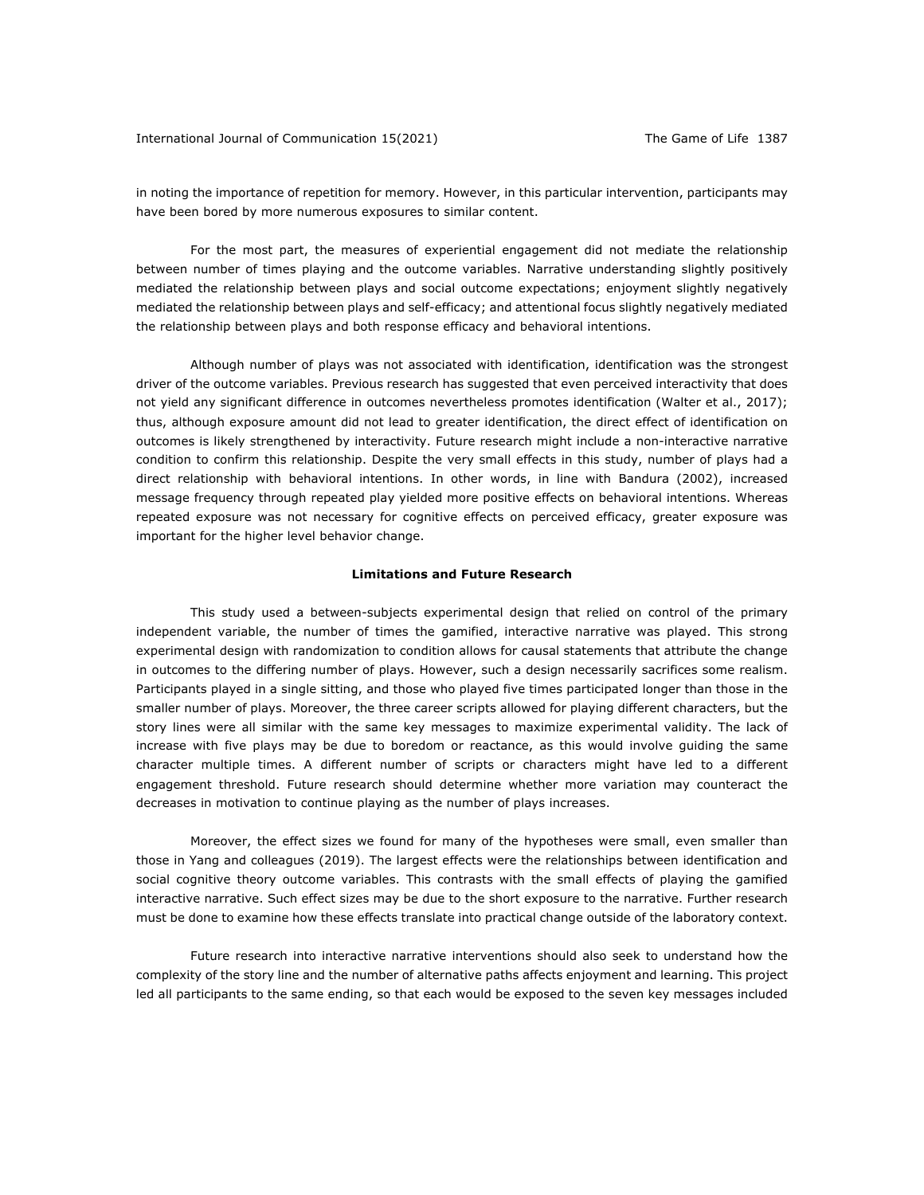in noting the importance of repetition for memory. However, in this particular intervention, participants may have been bored by more numerous exposures to similar content.

For the most part, the measures of experiential engagement did not mediate the relationship between number of times playing and the outcome variables. Narrative understanding slightly positively mediated the relationship between plays and social outcome expectations; enjoyment slightly negatively mediated the relationship between plays and self-efficacy; and attentional focus slightly negatively mediated the relationship between plays and both response efficacy and behavioral intentions.

Although number of plays was not associated with identification, identification was the strongest driver of the outcome variables. Previous research has suggested that even perceived interactivity that does not yield any significant difference in outcomes nevertheless promotes identification (Walter et al., 2017); thus, although exposure amount did not lead to greater identification, the direct effect of identification on outcomes is likely strengthened by interactivity. Future research might include a non-interactive narrative condition to confirm this relationship. Despite the very small effects in this study, number of plays had a direct relationship with behavioral intentions. In other words, in line with Bandura (2002), increased message frequency through repeated play yielded more positive effects on behavioral intentions. Whereas repeated exposure was not necessary for cognitive effects on perceived efficacy, greater exposure was important for the higher level behavior change.

## Limitations and Future Research

This study used a between-subjects experimental design that relied on control of the primary independent variable, the number of times the gamified, interactive narrative was played. This strong experimental design with randomization to condition allows for causal statements that attribute the change in outcomes to the differing number of plays. However, such a design necessarily sacrifices some realism. Participants played in a single sitting, and those who played five times participated longer than those in the smaller number of plays. Moreover, the three career scripts allowed for playing different characters, but the story lines were all similar with the same key messages to maximize experimental validity. The lack of increase with five plays may be due to boredom or reactance, as this would involve guiding the same character multiple times. A different number of scripts or characters might have led to a different engagement threshold. Future research should determine whether more variation may counteract the decreases in motivation to continue playing as the number of plays increases.

Moreover, the effect sizes we found for many of the hypotheses were small, even smaller than those in Yang and colleagues (2019). The largest effects were the relationships between identification and social cognitive theory outcome variables. This contrasts with the small effects of playing the gamified interactive narrative. Such effect sizes may be due to the short exposure to the narrative. Further research must be done to examine how these effects translate into practical change outside of the laboratory context.

Future research into interactive narrative interventions should also seek to understand how the complexity of the story line and the number of alternative paths affects enjoyment and learning. This project led all participants to the same ending, so that each would be exposed to the seven key messages included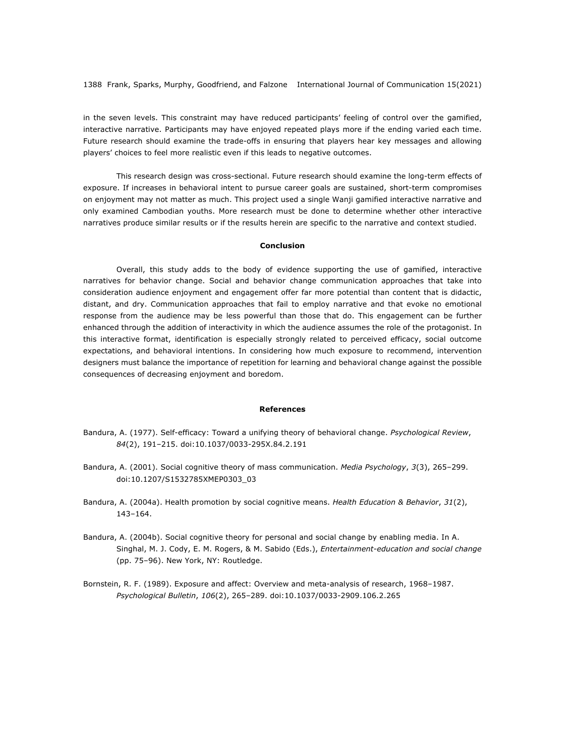in the seven levels. This constraint may have reduced participants' feeling of control over the gamified, interactive narrative. Participants may have enjoyed repeated plays more if the ending varied each time. Future research should examine the trade-offs in ensuring that players hear key messages and allowing players' choices to feel more realistic even if this leads to negative outcomes.

This research design was cross-sectional. Future research should examine the long-term effects of exposure. If increases in behavioral intent to pursue career goals are sustained, short-term compromises on enjoyment may not matter as much. This project used a single Wanji gamified interactive narrative and only examined Cambodian youths. More research must be done to determine whether other interactive narratives produce similar results or if the results herein are specific to the narrative and context studied.

## Conclusion

Overall, this study adds to the body of evidence supporting the use of gamified, interactive narratives for behavior change. Social and behavior change communication approaches that take into consideration audience enjoyment and engagement offer far more potential than content that is didactic, distant, and dry. Communication approaches that fail to employ narrative and that evoke no emotional response from the audience may be less powerful than those that do. This engagement can be further enhanced through the addition of interactivity in which the audience assumes the role of the protagonist. In this interactive format, identification is especially strongly related to perceived efficacy, social outcome expectations, and behavioral intentions. In considering how much exposure to recommend, intervention designers must balance the importance of repetition for learning and behavioral change against the possible consequences of decreasing enjoyment and boredom.

## References

Bandura, A. (1977). Self-efficacy: Toward a unifying theory of behavioral change. *Psychological Review*, *84*(2), 191–215. doi:10.1037/0033-295X.84.2.191

Bandura, A. (2001). Social cognitive theory of mass communication. *Media Psychology*, *3*(3), 265–299. doi:10.1207/S1532785XMEP0303_03

Bandura, A. (2004a). Health promotion by social cognitive means. *Health Education & Behavior*, *31*(2), 143–164.

Bandura, A. (2004b). Social cognitive theory for personal and social change by enabling media. In A. Singhal, M. J. Cody, E. M. Rogers, & M. Sabido (Eds.), *Entertainment-education and social change* (pp. 75–96). New York, NY: Routledge.

Bornstein, R. F. (1989). Exposure and affect: Overview and meta-analysis of research, 1968–1987. *Psychological Bulletin*, *106*(2), 265–289. doi:10.1037/0033-2909.106.2.265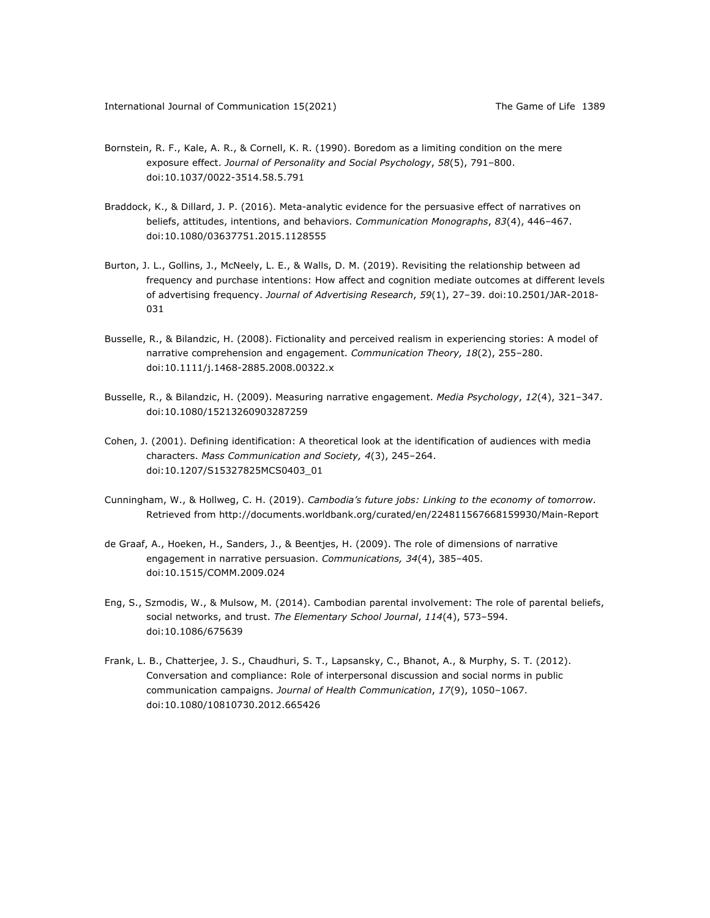Bornstein, R. F., Kale, A. R., & Cornell, K. R. (1990). Boredom as a limiting condition on the mere exposure effect. *Journal of Personality and Social Psychology*, *58*(5), 791–800. doi:10.1037/0022-3514.58.5.791

Braddock, K., & Dillard, J. P. (2016). Meta-analytic evidence for the persuasive effect of narratives on beliefs, attitudes, intentions, and behaviors. *Communication Monographs*, *83*(4), 446–467. doi:10.1080/03637751.2015.1128555

Burton, J. L., Gollins, J., McNeely, L. E., & Walls, D. M. (2019). Revisiting the relationship between ad frequency and purchase intentions: How affect and cognition mediate outcomes at different levels of advertising frequency. *Journal of Advertising Research*, *59*(1), 27–39. doi:10.2501/JAR-2018-031

Busselle, R., & Bilandzic, H. (2008). Fictionality and perceived realism in experiencing stories: A model of narrative comprehension and engagement. *Communication Theory, 18*(2), 255–280. doi:10.1111/j.1468-2885.2008.00322.x

Busselle, R., & Bilandzic, H. (2009). Measuring narrative engagement. *Media Psychology*, *12*(4), 321–347. doi:10.1080/15213260903287259

Cohen, J. (2001). Defining identification: A theoretical look at the identification of audiences with media characters. *Mass Communication and Society, 4*(3), 245–264. doi:10.1207/S15327825MCS0403_01

Cunningham, W., & Hollweg, C. H. (2019). *Cambodia's future jobs: Linking to the economy of tomorrow*. Retrieved from http://documents.worldbank.org/curated/en/224811567668159930/Main-Report

de Graaf, A., Hoeken, H., Sanders, J., & Beentjes, H. (2009). The role of dimensions of narrative engagement in narrative persuasion. *Communications, 34*(4), 385–405. doi:10.1515/COMM.2009.024

Eng, S., Szmodis, W., & Mulsow, M. (2014). Cambodian parental involvement: The role of parental beliefs, social networks, and trust. *The Elementary School Journal*, *114*(4), 573–594. doi:10.1086/675639

Frank, L. B., Chatterjee, J. S., Chaudhuri, S. T., Lapsansky, C., Bhanot, A., & Murphy, S. T. (2012). Conversation and compliance: Role of interpersonal discussion and social norms in public communication campaigns. *Journal of Health Communication*, *17*(9), 1050–1067. doi:10.1080/10810730.2012.665426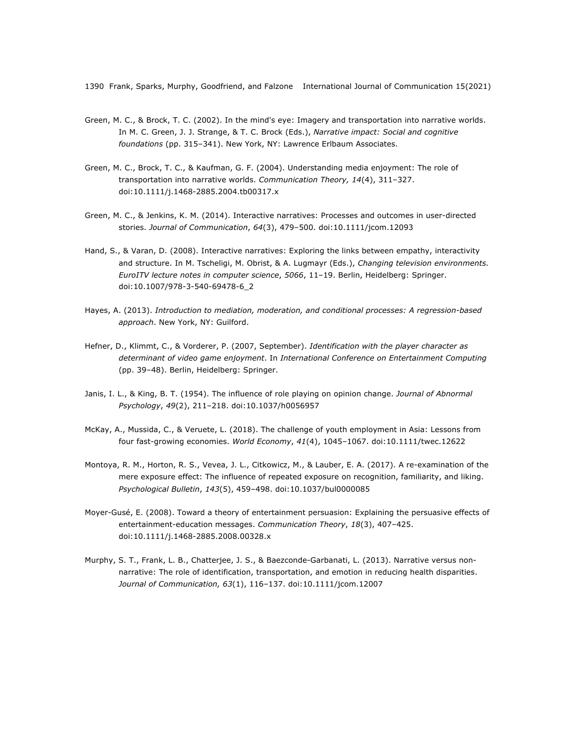Green, M. C., & Brock, T. C. (2002). In the mind's eye: Imagery and transportation into narrative worlds. In M. C. Green, J. J. Strange, & T. C. Brock (Eds.), *Narrative impact: Social and cognitive foundations* (pp. 315–341). New York, NY: Lawrence Erlbaum Associates.

Green, M. C., Brock, T. C., & Kaufman, G. F. (2004). Understanding media enjoyment: The role of transportation into narrative worlds. *Communication Theory, 14*(4), 311–327. doi:10.1111/j.1468-2885.2004.tb00317.x

Green, M. C., & Jenkins, K. M. (2014). Interactive narratives: Processes and outcomes in user-directed stories. *Journal of Communication*, *64*(3), 479–500. doi:10.1111/jcom.12093

Hand, S., & Varan, D. (2008). Interactive narratives: Exploring the links between empathy, interactivity and structure. In M. Tscheligi, M. Obrist, & A. Lugmayr (Eds.), *Changing television environments. EuroITV lecture notes in computer science*, *5066*, 11–19. Berlin, Heidelberg: Springer. doi:10.1007/978-3-540-69478-6_2

Hayes, A. (2013). *Introduction to mediation, moderation, and conditional processes: A regression-based approach*. New York, NY: Guilford.

Hefner, D., Klimmt, C., & Vorderer, P. (2007, September). *Identification with the player character as determinant of video game enjoyment*. In *International Conference on Entertainment Computing* (pp. 39–48). Berlin, Heidelberg: Springer.

Janis, I. L., & King, B. T. (1954). The influence of role playing on opinion change. *Journal of Abnormal Psychology*, *49*(2), 211–218. doi:10.1037/h0056957

McKay, A., Mussida, C., & Veruete, L. (2018). The challenge of youth employment in Asia: Lessons from four fast-growing economies. *World Economy*, *41*(4), 1045–1067. doi:10.1111/twec.12622

Montoya, R. M., Horton, R. S., Vevea, J. L., Citkowicz, M., & Lauber, E. A. (2017). A re-examination of the mere exposure effect: The influence of repeated exposure on recognition, familiarity, and liking. *Psychological Bulletin*, *143*(5), 459–498. doi:10.1037/bul0000085

Moyer-Gusé, E. (2008). Toward a theory of entertainment persuasion: Explaining the persuasive effects of entertainment-education messages. *Communication Theory*, *18*(3), 407–425. doi:10.1111/j.1468-2885.2008.00328.x

Murphy, S. T., Frank, L. B., Chatterjee, J. S., & Baezconde-Garbanati, L. (2013). Narrative versus non-narrative: The role of identification, transportation, and emotion in reducing health disparities. *Journal of Communication, 63*(1), 116–137. doi:10.1111/jcom.12007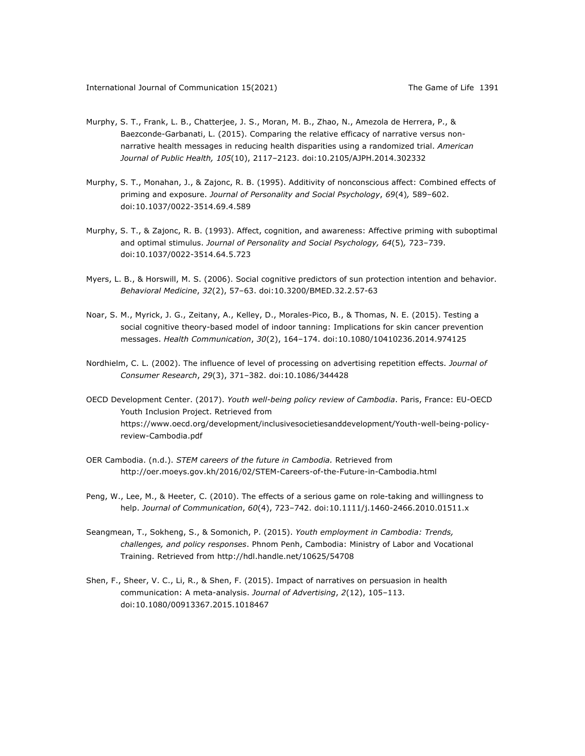Murphy, S. T., Frank, L. B., Chatterjee, J. S., Moran, M. B., Zhao, N., Amezola de Herrera, P., & Baezconde-Garbanati, L. (2015). Comparing the relative efficacy of narrative versus non-narrative health messages in reducing health disparities using a randomized trial. *American Journal of Public Health, 105*(10), 2117–2123. doi:10.2105/AJPH.2014.302332

Murphy, S. T., Monahan, J., & Zajonc, R. B. (1995). Additivity of nonconscious affect: Combined effects of priming and exposure. *Journal of Personality and Social Psychology*, *69*(4), 589–602. doi:10.1037/0022-3514.69.4.589

Murphy, S. T., & Zajonc, R. B. (1993). Affect, cognition, and awareness: Affective priming with suboptimal and optimal stimulus. *Journal of Personality and Social Psychology, 64*(5), 723–739. doi:10.1037/0022-3514.64.5.723

Myers, L. B., & Horswill, M. S. (2006). Social cognitive predictors of sun protection intention and behavior. *Behavioral Medicine*, *32*(2), 57–63. doi:10.3200/BMED.32.2.57-63

Noar, S. M., Myrick, J. G., Zeitany, A., Kelley, D., Morales-Pico, B., & Thomas, N. E. (2015). Testing a social cognitive theory-based model of indoor tanning: Implications for skin cancer prevention messages. *Health Communication*, *30*(2), 164–174. doi:10.1080/10410236.2014.974125

Nordhielm, C. L. (2002). The influence of level of processing on advertising repetition effects. *Journal of Consumer Research*, *29*(3), 371–382. doi:10.1086/344428

OECD Development Center. (2017). *Youth well-being policy review of Cambodia*. Paris, France: EU-OECD Youth Inclusion Project. Retrieved from https://www.oecd.org/development/inclusivesocietiesanddevelopment/Youth-well-being-policy-review-Cambodia.pdf

OER Cambodia. (n.d.). *STEM careers of the future in Cambodia.* Retrieved from http://oer.moeys.gov.kh/2016/02/STEM-Careers-of-the-Future-in-Cambodia.html

Peng, W., Lee, M., & Heeter, C. (2010). The effects of a serious game on role-taking and willingness to help. *Journal of Communication*, *60*(4), 723–742. doi:10.1111/j.1460-2466.2010.01511.x

Seangmean, T., Sokheng, S., & Somonich, P. (2015). *Youth employment in Cambodia: Trends, challenges, and policy responses*. Phnom Penh, Cambodia: Ministry of Labor and Vocational Training. Retrieved from http://hdl.handle.net/10625/54708

Shen, F., Sheer, V. C., Li, R., & Shen, F. (2015). Impact of narratives on persuasion in health communication: A meta-analysis. *Journal of Advertising*, *2*(12), 105–113. doi:10.1080/00913367.2015.1018467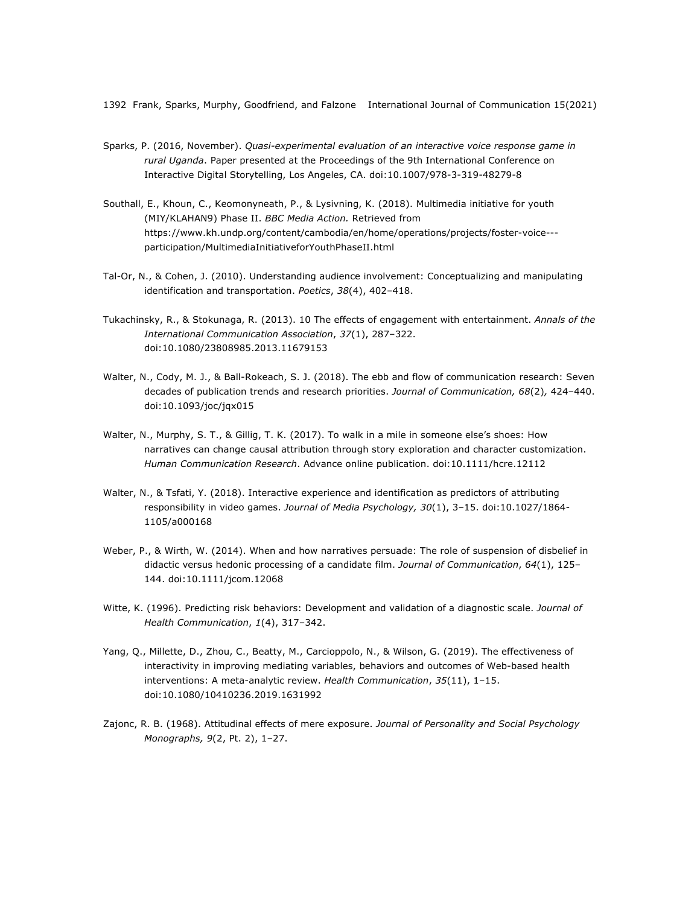Sparks, P. (2016, November). *Quasi-experimental evaluation of an interactive voice response game in rural Uganda*. Paper presented at the Proceedings of the 9th International Conference on Interactive Digital Storytelling, Los Angeles, CA. doi:10.1007/978-3-319-48279-8

Southall, E., Khoun, C., Keomonyneath, P., & Lysivning, K. (2018). Multimedia initiative for youth (MIY/KLAHAN9) Phase II. *BBC Media Action.* Retrieved from https://www.kh.undp.org/content/cambodia/en/home/operations/projects/foster-voice---participation/MultimediaInitiativeforYouthPhaseII.html

Tal-Or, N., & Cohen, J. (2010). Understanding audience involvement: Conceptualizing and manipulating identification and transportation. *Poetics*, *38*(4), 402–418.

Tukachinsky, R., & Stokunaga, R. (2013). 10 The effects of engagement with entertainment. *Annals of the International Communication Association*, *37*(1), 287–322. doi:10.1080/23808985.2013.11679153

Walter, N., Cody, M. J., & Ball-Rokeach, S. J. (2018). The ebb and flow of communication research: Seven decades of publication trends and research priorities. *Journal of Communication, 68*(2)*,* 424–440. doi:10.1093/joc/jqx015

Walter, N., Murphy, S. T., & Gillig, T. K. (2017). To walk in a mile in someone else's shoes: How narratives can change causal attribution through story exploration and character customization. *Human Communication Research*. Advance online publication. doi:10.1111/hcre.12112

Walter, N., & Tsfati, Y. (2018). Interactive experience and identification as predictors of attributing responsibility in video games. *Journal of Media Psychology, 30*(1), 3–15. doi:10.1027/1864-1105/a000168

Weber, P., & Wirth, W. (2014). When and how narratives persuade: The role of suspension of disbelief in didactic versus hedonic processing of a candidate film. *Journal of Communication*, *64*(1), 125–144. doi:10.1111/jcom.12068

Witte, K. (1996). Predicting risk behaviors: Development and validation of a diagnostic scale. *Journal of Health Communication*, *1*(4), 317–342.

Yang, Q., Millette, D., Zhou, C., Beatty, M., Carcioppolo, N., & Wilson, G. (2019). The effectiveness of interactivity in improving mediating variables, behaviors and outcomes of Web-based health interventions: A meta-analytic review. *Health Communication*, *35*(11), 1–15. doi:10.1080/10410236.2019.1631992

Zajonc, R. B. (1968). Attitudinal effects of mere exposure. *Journal of Personality and Social Psychology Monographs, 9*(2, Pt. 2), 1–27.